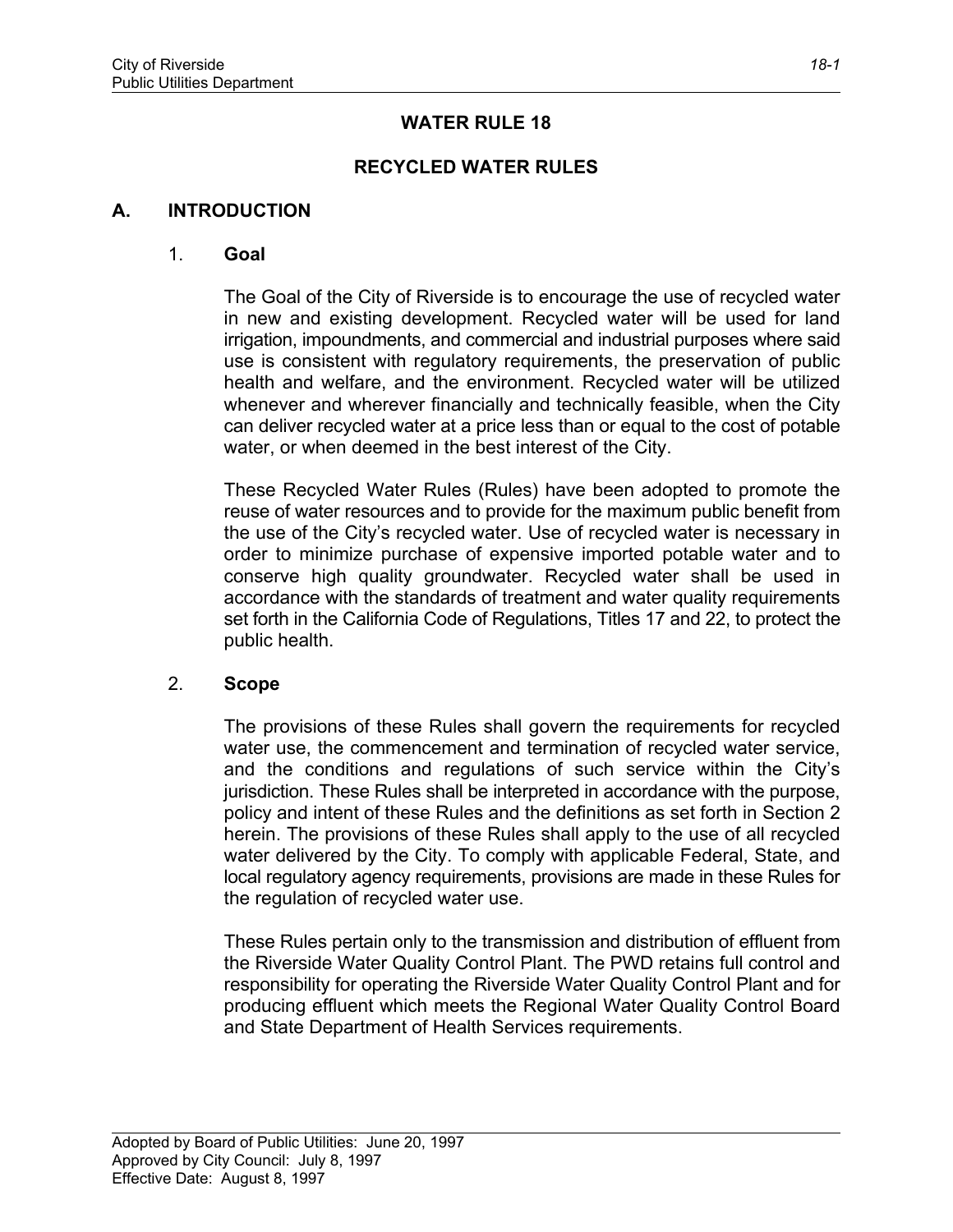# WATER RULE 18

## RECYCLED WATER RULES

### A. INTRODUCTION

#### 1. Goal

The Goal of the City of Riverside is to encourage the use of recycled water in new and existing development. Recycled water will be used for land irrigation, impoundments, and commercial and industrial purposes where said use is consistent with regulatory requirements, the preservation of public health and welfare, and the environment. Recycled water will be utilized whenever and wherever financially and technically feasible, when the City can deliver recycled water at a price less than or equal to the cost of potable water, or when deemed in the best interest of the City.

These Recycled Water Rules (Rules) have been adopted to promote the reuse of water resources and to provide for the maximum public benefit from the use of the City's recycled water. Use of recycled water is necessary in order to minimize purchase of expensive imported potable water and to conserve high quality groundwater. Recycled water shall be used in accordance with the standards of treatment and water quality requirements set forth in the California Code of Regulations, Titles 17 and 22, to protect the public health.

#### 2. Scope

The provisions of these Rules shall govern the requirements for recycled water use, the commencement and termination of recycled water service, and the conditions and regulations of such service within the City's jurisdiction. These Rules shall be interpreted in accordance with the purpose, policy and intent of these Rules and the definitions as set forth in Section 2 herein. The provisions of these Rules shall apply to the use of all recycled water delivered by the City. To comply with applicable Federal, State, and local regulatory agency requirements, provisions are made in these Rules for the regulation of recycled water use.

These Rules pertain only to the transmission and distribution of effluent from the Riverside Water Quality Control Plant. The PWD retains full control and responsibility for operating the Riverside Water Quality Control Plant and for producing effluent which meets the Regional Water Quality Control Board and State Department of Health Services requirements.

Adopted by Board of Public Utilities: June 20, 1997
Approved by City Council: July 8, 1997
Effective Date: August 8, 1997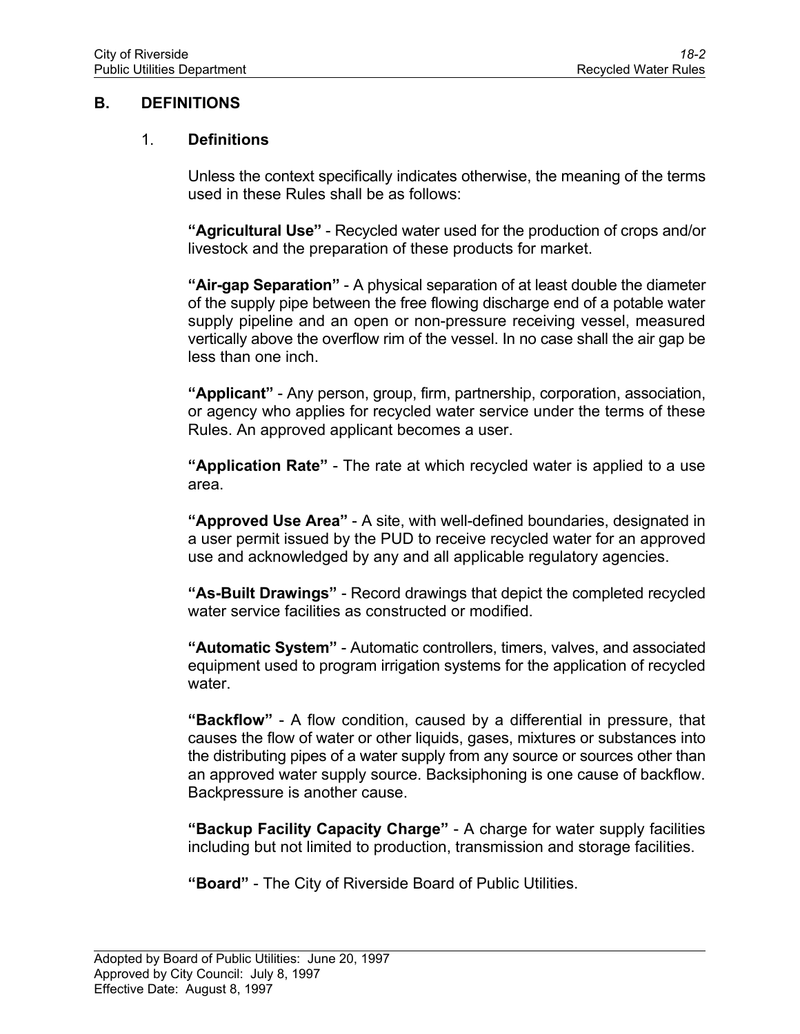## B. DEFINITIONS

### 1. Definitions

Unless the context specifically indicates otherwise, the meaning of the terms used in these Rules shall be as follows:

**"Agricultural Use"** - Recycled water used for the production of crops and/or livestock and the preparation of these products for market.

**"Air-gap Separation"** - A physical separation of at least double the diameter of the supply pipe between the free flowing discharge end of a potable water supply pipeline and an open or non-pressure receiving vessel, measured vertically above the overflow rim of the vessel. In no case shall the air gap be less than one inch.

**"Applicant"** - Any person, group, firm, partnership, corporation, association, or agency who applies for recycled water service under the terms of these Rules. An approved applicant becomes a user.

**"Application Rate"** - The rate at which recycled water is applied to a use area.

**"Approved Use Area"** - A site, with well-defined boundaries, designated in a user permit issued by the PUD to receive recycled water for an approved use and acknowledged by any and all applicable regulatory agencies.

**"As-Built Drawings"** - Record drawings that depict the completed recycled water service facilities as constructed or modified.

**"Automatic System"** - Automatic controllers, timers, valves, and associated equipment used to program irrigation systems for the application of recycled water.

**"Backflow"** - A flow condition, caused by a differential in pressure, that causes the flow of water or other liquids, gases, mixtures or substances into the distributing pipes of a water supply from any source or sources other than an approved water supply source. Backsiphoning is one cause of backflow. Backpressure is another cause.

**"Backup Facility Capacity Charge"** - A charge for water supply facilities including but not limited to production, transmission and storage facilities.

**"Board"** - The City of Riverside Board of Public Utilities.

Adopted by Board of Public Utilities: June 20, 1997
Approved by City Council: July 8, 1997
Effective Date: August 8, 1997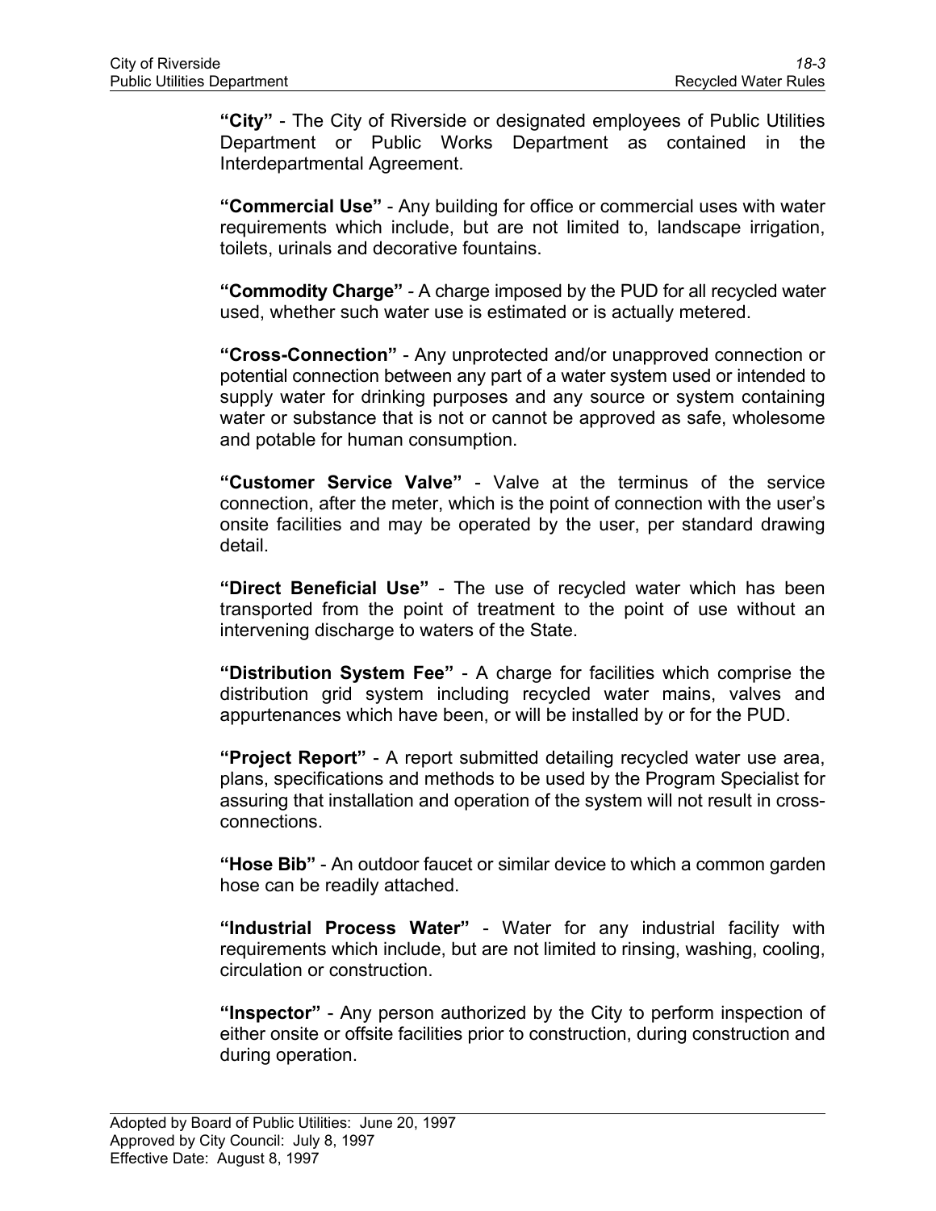**"City"** - The City of Riverside or designated employees of Public Utilities Department or Public Works Department as contained in the Interdepartmental Agreement.

**"Commercial Use"** - Any building for office or commercial uses with water requirements which include, but are not limited to, landscape irrigation, toilets, urinals and decorative fountains.

**"Commodity Charge"** - A charge imposed by the PUD for all recycled water used, whether such water use is estimated or is actually metered.

**"Cross-Connection"** - Any unprotected and/or unapproved connection or potential connection between any part of a water system used or intended to supply water for drinking purposes and any source or system containing water or substance that is not or cannot be approved as safe, wholesome and potable for human consumption.

**"Customer Service Valve"** - Valve at the terminus of the service connection, after the meter, which is the point of connection with the user's onsite facilities and may be operated by the user, per standard drawing detail.

**"Direct Beneficial Use"** - The use of recycled water which has been transported from the point of treatment to the point of use without an intervening discharge to waters of the State.

**"Distribution System Fee"** - A charge for facilities which comprise the distribution grid system including recycled water mains, valves and appurtenances which have been, or will be installed by or for the PUD.

**"Project Report"** - A report submitted detailing recycled water use area, plans, specifications and methods to be used by the Program Specialist for assuring that installation and operation of the system will not result in cross-connections.

**"Hose Bib"** - An outdoor faucet or similar device to which a common garden hose can be readily attached.

**"Industrial Process Water"** - Water for any industrial facility with requirements which include, but are not limited to rinsing, washing, cooling, circulation or construction.

**"Inspector"** - Any person authorized by the City to perform inspection of either onsite or offsite facilities prior to construction, during construction and during operation.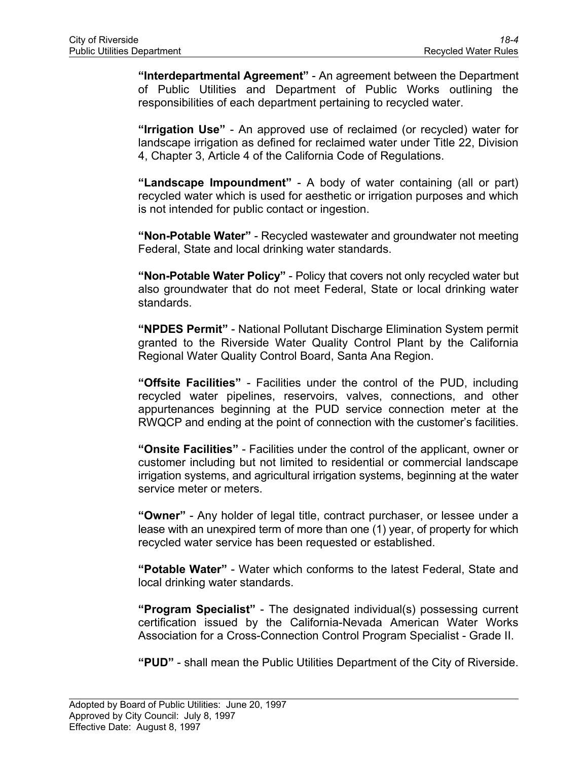**“Interdepartmental Agreement”** - An agreement between the Department of Public Utilities and Department of Public Works outlining the responsibilities of each department pertaining to recycled water.

**“Irrigation Use”** - An approved use of reclaimed (or recycled) water for landscape irrigation as defined for reclaimed water under Title 22, Division 4, Chapter 3, Article 4 of the California Code of Regulations.

**“Landscape Impoundment”** - A body of water containing (all or part) recycled water which is used for aesthetic or irrigation purposes and which is not intended for public contact or ingestion.

**“Non-Potable Water”** - Recycled wastewater and groundwater not meeting Federal, State and local drinking water standards.

**“Non-Potable Water Policy”** - Policy that covers not only recycled water but also groundwater that do not meet Federal, State or local drinking water standards.

**“NPDES Permit”** - National Pollutant Discharge Elimination System permit granted to the Riverside Water Quality Control Plant by the California Regional Water Quality Control Board, Santa Ana Region.

**“Offsite Facilities”** - Facilities under the control of the PUD, including recycled water pipelines, reservoirs, valves, connections, and other appurtenances beginning at the PUD service connection meter at the RWQCP and ending at the point of connection with the customer’s facilities.

**“Onsite Facilities”** - Facilities under the control of the applicant, owner or customer including but not limited to residential or commercial landscape irrigation systems, and agricultural irrigation systems, beginning at the water service meter or meters.

**“Owner”** - Any holder of legal title, contract purchaser, or lessee under a lease with an unexpired term of more than one (1) year, of property for which recycled water service has been requested or established.

**“Potable Water”** - Water which conforms to the latest Federal, State and local drinking water standards.

**“Program Specialist”** - The designated individual(s) possessing current certification issued by the California-Nevada American Water Works Association for a Cross-Connection Control Program Specialist - Grade II.

**“PUD”** - shall mean the Public Utilities Department of the City of Riverside.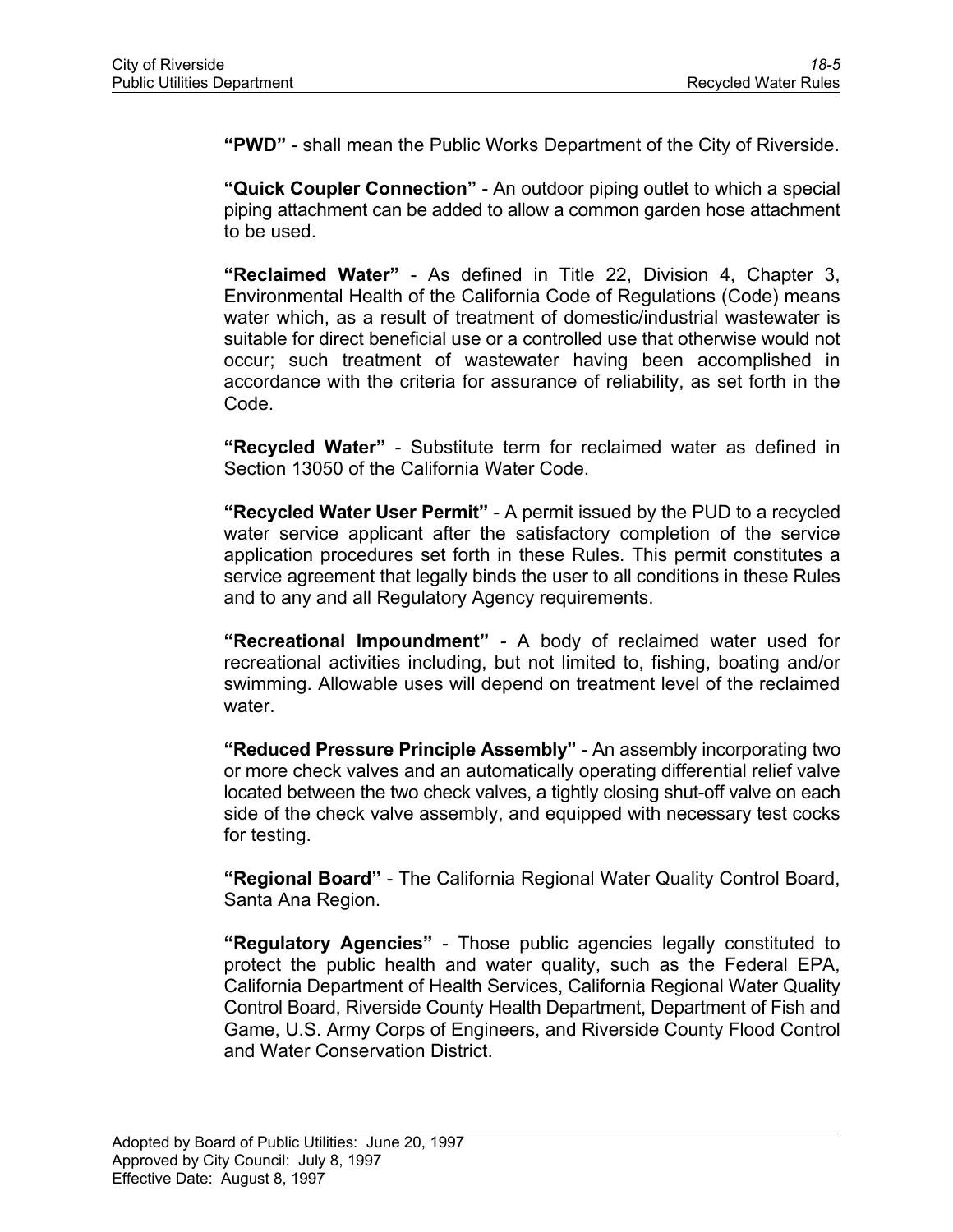**"PWD"** - shall mean the Public Works Department of the City of Riverside.

**"Quick Coupler Connection"** - An outdoor piping outlet to which a special piping attachment can be added to allow a common garden hose attachment to be used.

**"Reclaimed Water"** - As defined in Title 22, Division 4, Chapter 3, Environmental Health of the California Code of Regulations (Code) means water which, as a result of treatment of domestic/industrial wastewater is suitable for direct beneficial use or a controlled use that otherwise would not occur; such treatment of wastewater having been accomplished in accordance with the criteria for assurance of reliability, as set forth in the Code.

**"Recycled Water"** - Substitute term for reclaimed water as defined in Section 13050 of the California Water Code.

**"Recycled Water User Permit"** - A permit issued by the PUD to a recycled water service applicant after the satisfactory completion of the service application procedures set forth in these Rules. This permit constitutes a service agreement that legally binds the user to all conditions in these Rules and to any and all Regulatory Agency requirements.

**"Recreational Impoundment"** - A body of reclaimed water used for recreational activities including, but not limited to, fishing, boating and/or swimming. Allowable uses will depend on treatment level of the reclaimed water.

**"Reduced Pressure Principle Assembly"** - An assembly incorporating two or more check valves and an automatically operating differential relief valve located between the two check valves, a tightly closing shut-off valve on each side of the check valve assembly, and equipped with necessary test cocks for testing.

**"Regional Board"** - The California Regional Water Quality Control Board, Santa Ana Region.

**"Regulatory Agencies"** - Those public agencies legally constituted to protect the public health and water quality, such as the Federal EPA, California Department of Health Services, California Regional Water Quality Control Board, Riverside County Health Department, Department of Fish and Game, U.S. Army Corps of Engineers, and Riverside County Flood Control and Water Conservation District.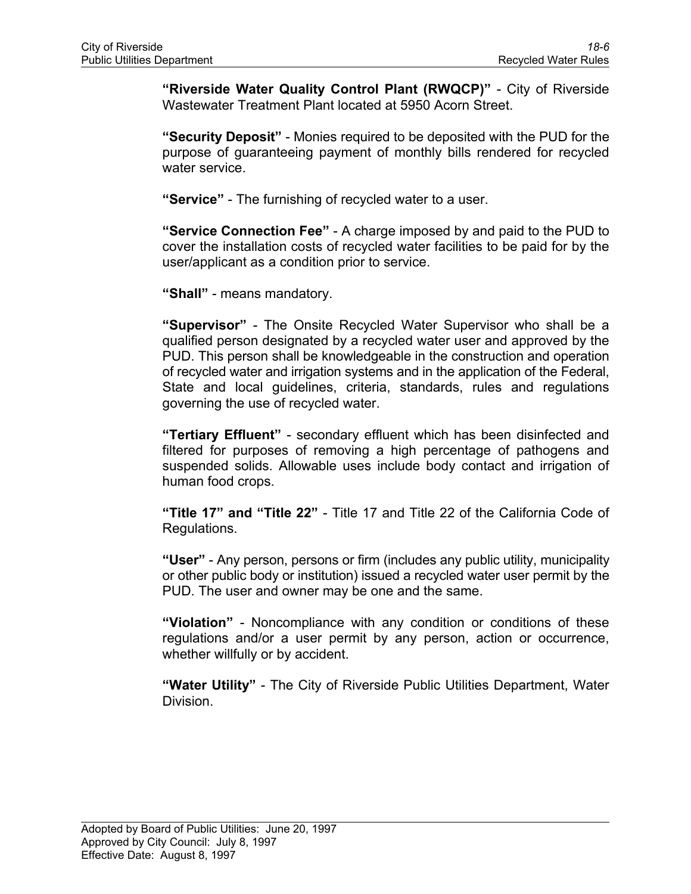**“Riverside Water Quality Control Plant (RWQCP)”** - City of Riverside Wastewater Treatment Plant located at 5950 Acorn Street.

**“Security Deposit”** - Monies required to be deposited with the PUD for the purpose of guaranteeing payment of monthly bills rendered for recycled water service.

**“Service”** - The furnishing of recycled water to a user.

**“Service Connection Fee”** - A charge imposed by and paid to the PUD to cover the installation costs of recycled water facilities to be paid for by the user/applicant as a condition prior to service.

**“Shall”** - means mandatory.

**“Supervisor”** - The Onsite Recycled Water Supervisor who shall be a qualified person designated by a recycled water user and approved by the PUD. This person shall be knowledgeable in the construction and operation of recycled water and irrigation systems and in the application of the Federal, State and local guidelines, criteria, standards, rules and regulations governing the use of recycled water.

**“Tertiary Effluent”** - secondary effluent which has been disinfected and filtered for purposes of removing a high percentage of pathogens and suspended solids. Allowable uses include body contact and irrigation of human food crops.

**“Title 17” and “Title 22”** - Title 17 and Title 22 of the California Code of Regulations.

**“User”** - Any person, persons or firm (includes any public utility, municipality or other public body or institution) issued a recycled water user permit by the PUD. The user and owner may be one and the same.

**“Violation”** - Noncompliance with any condition or conditions of these regulations and/or a user permit by any person, action or occurrence, whether willfully or by accident.

**“Water Utility”** - The City of Riverside Public Utilities Department, Water Division.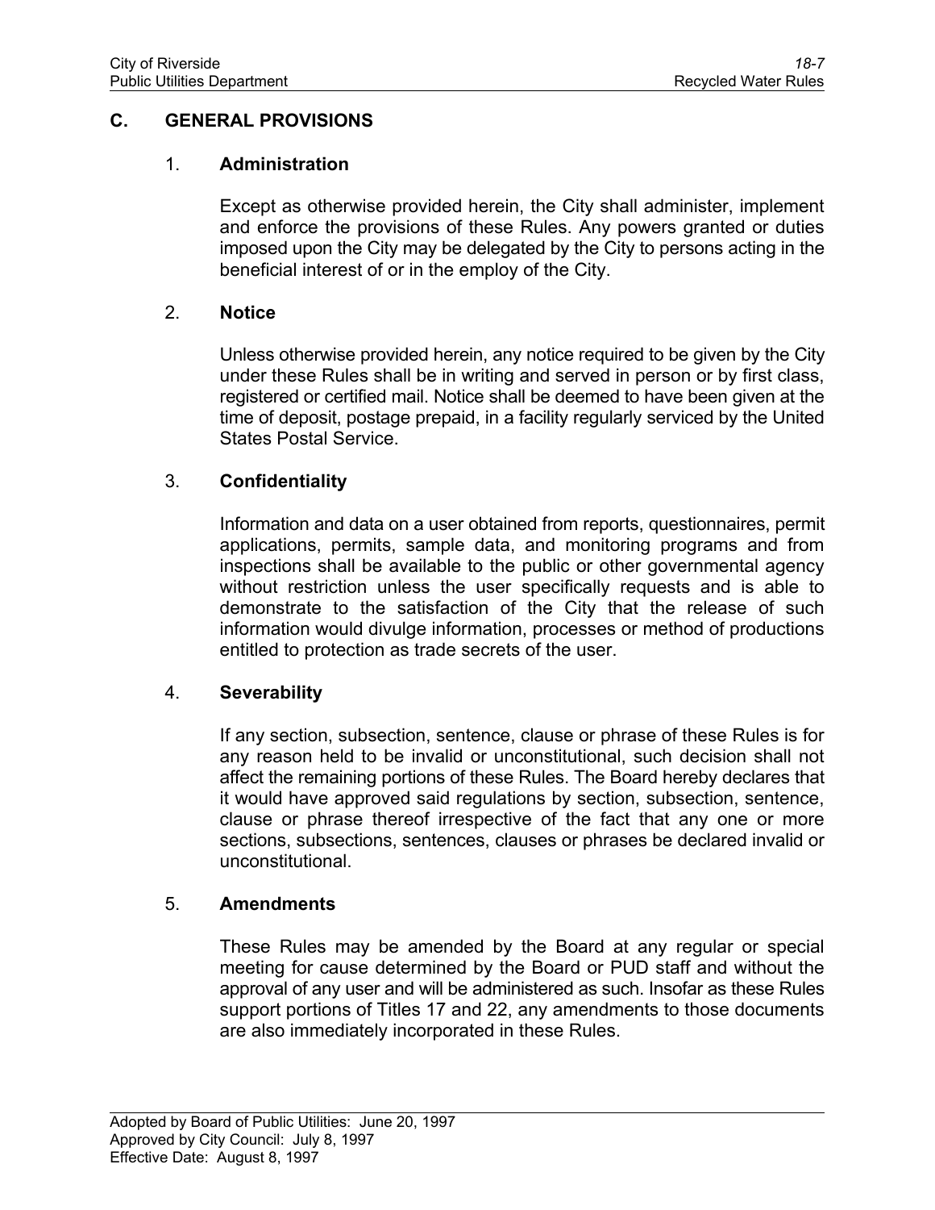## C. GENERAL PROVISIONS

### 1. Administration

Except as otherwise provided herein, the City shall administer, implement and enforce the provisions of these Rules. Any powers granted or duties imposed upon the City may be delegated by the City to persons acting in the beneficial interest of or in the employ of the City.

### 2. Notice

Unless otherwise provided herein, any notice required to be given by the City under these Rules shall be in writing and served in person or by first class, registered or certified mail. Notice shall be deemed to have been given at the time of deposit, postage prepaid, in a facility regularly serviced by the United States Postal Service.

### 3. Confidentiality

Information and data on a user obtained from reports, questionnaires, permit applications, permits, sample data, and monitoring programs and from inspections shall be available to the public or other governmental agency without restriction unless the user specifically requests and is able to demonstrate to the satisfaction of the City that the release of such information would divulge information, processes or method of productions entitled to protection as trade secrets of the user.

### 4. Severability

If any section, subsection, sentence, clause or phrase of these Rules is for any reason held to be invalid or unconstitutional, such decision shall not affect the remaining portions of these Rules. The Board hereby declares that it would have approved said regulations by section, subsection, sentence, clause or phrase thereof irrespective of the fact that any one or more sections, subsections, sentences, clauses or phrases be declared invalid or unconstitutional.

### 5. Amendments

These Rules may be amended by the Board at any regular or special meeting for cause determined by the Board or PUD staff and without the approval of any user and will be administered as such. Insofar as these Rules support portions of Titles 17 and 22, any amendments to those documents are also immediately incorporated in these Rules.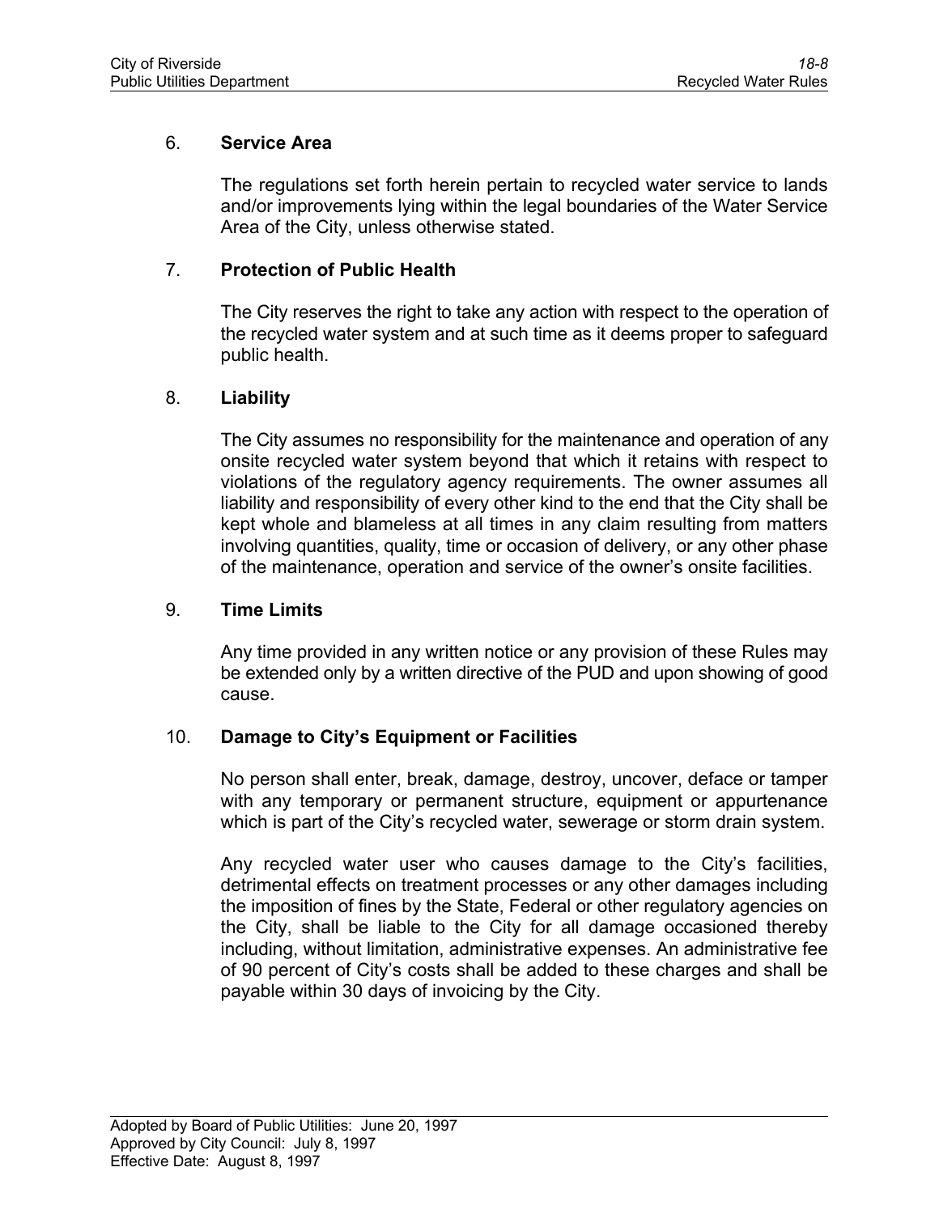6. **Service Area**

   The regulations set forth herein pertain to recycled water service to lands and/or improvements lying within the legal boundaries of the Water Service Area of the City, unless otherwise stated.

7. **Protection of Public Health**

   The City reserves the right to take any action with respect to the operation of the recycled water system and at such time as it deems proper to safeguard public health.

8. **Liability**

   The City assumes no responsibility for the maintenance and operation of any onsite recycled water system beyond that which it retains with respect to violations of the regulatory agency requirements. The owner assumes all liability and responsibility of every other kind to the end that the City shall be kept whole and blameless at all times in any claim resulting from matters involving quantities, quality, time or occasion of delivery, or any other phase of the maintenance, operation and service of the owner's onsite facilities.

9. **Time Limits**

   Any time provided in any written notice or any provision of these Rules may be extended only by a written directive of the PUD and upon showing of good cause.

10. **Damage to City's Equipment or Facilities**

    No person shall enter, break, damage, destroy, uncover, deface or tamper with any temporary or permanent structure, equipment or appurtenance which is part of the City's recycled water, sewerage or storm drain system.

    Any recycled water user who causes damage to the City's facilities, detrimental effects on treatment processes or any other damages including the imposition of fines by the State, Federal or other regulatory agencies on the City, shall be liable to the City for all damage occasioned thereby including, without limitation, administrative expenses. An administrative fee of 90 percent of City's costs shall be added to these charges and shall be payable within 30 days of invoicing by the City.

Adopted by Board of Public Utilities: June 20, 1997
Approved by City Council: July 8, 1997
Effective Date: August 8, 1997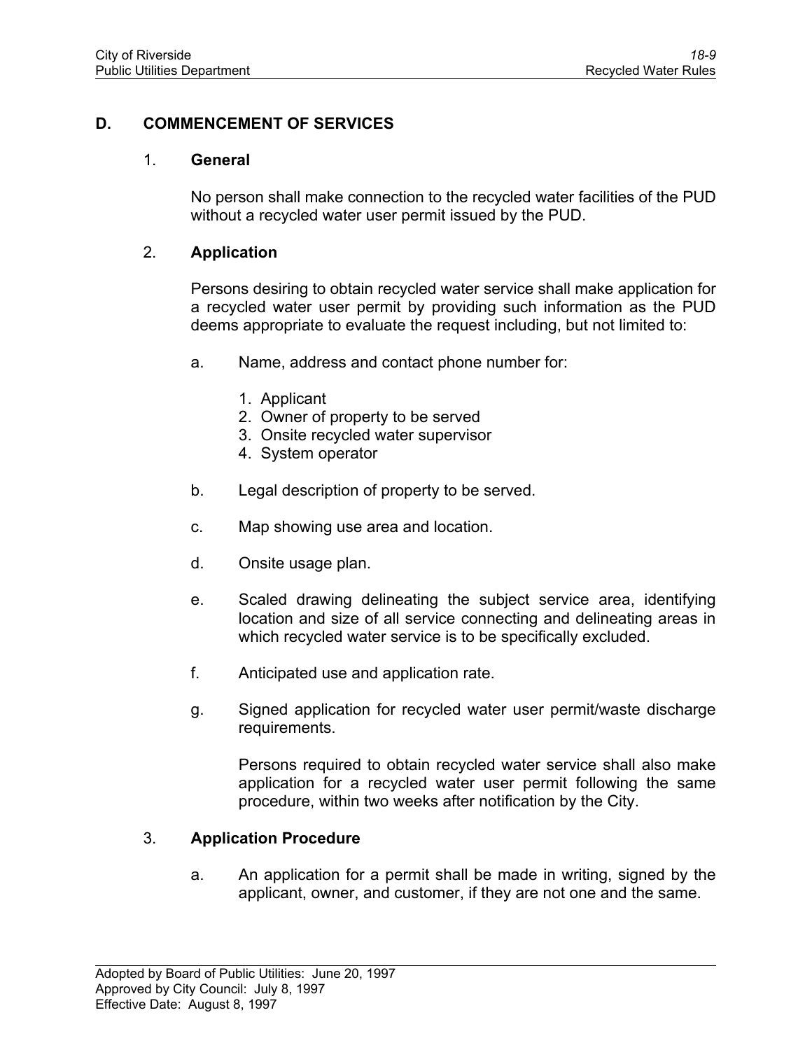## D. COMMENCEMENT OF SERVICES

### 1. General

No person shall make connection to the recycled water facilities of the PUD without a recycled water user permit issued by the PUD.

### 2. Application

Persons desiring to obtain recycled water service shall make application for a recycled water user permit by providing such information as the PUD deems appropriate to evaluate the request including, but not limited to:

a. Name, address and contact phone number for:

   1. Applicant
   2. Owner of property to be served
   3. Onsite recycled water supervisor
   4. System operator

b. Legal description of property to be served.

c. Map showing use area and location.

d. Onsite usage plan.

e. Scaled drawing delineating the subject service area, identifying location and size of all service connecting and delineating areas in which recycled water service is to be specifically excluded.

f. Anticipated use and application rate.

g. Signed application for recycled water user permit/waste discharge requirements.

   Persons required to obtain recycled water service shall also make application for a recycled water user permit following the same procedure, within two weeks after notification by the City.

### 3. Application Procedure

a. An application for a permit shall be made in writing, signed by the applicant, owner, and customer, if they are not one and the same.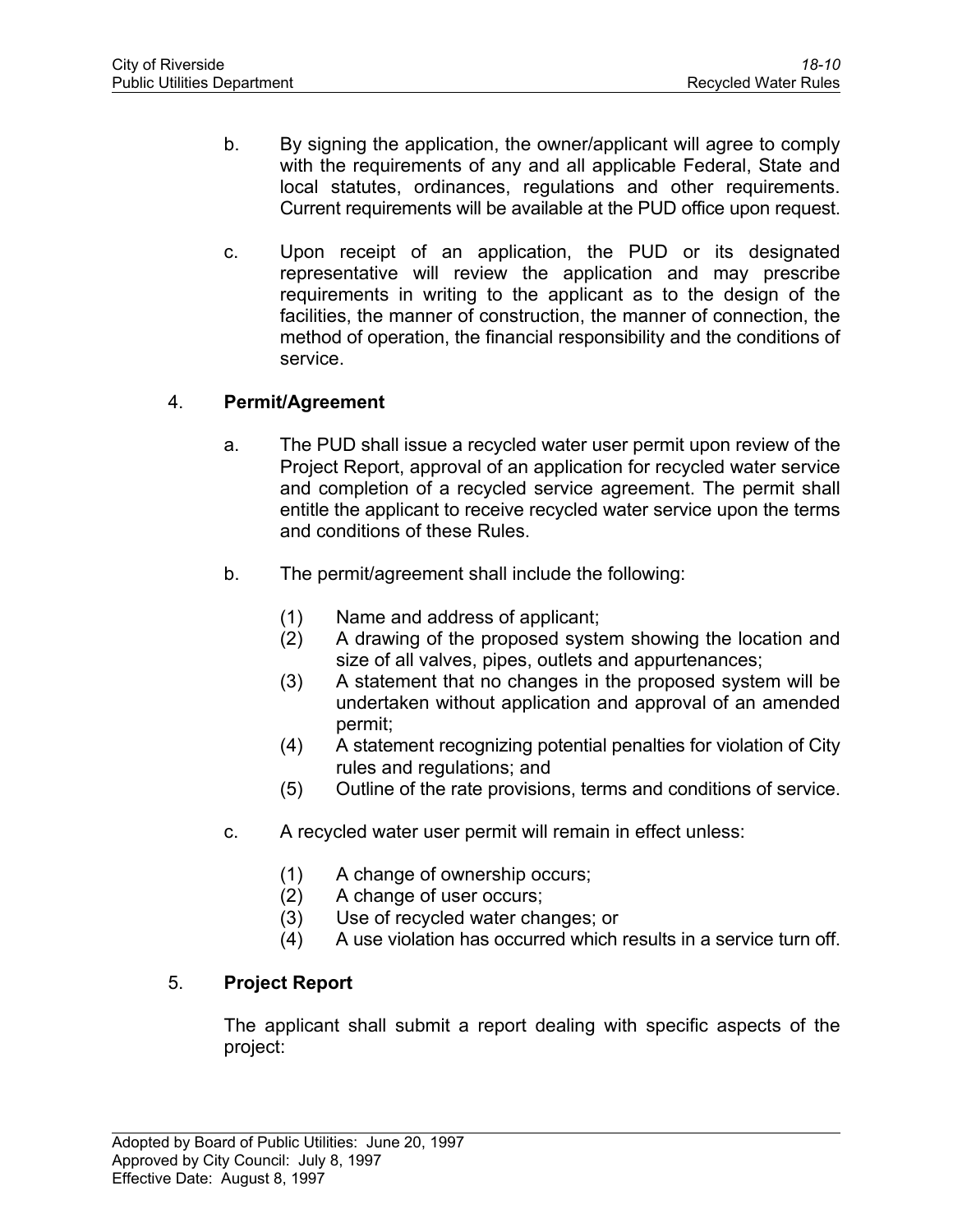b. By signing the application, the owner/applicant will agree to comply with the requirements of any and all applicable Federal, State and local statutes, ordinances, regulations and other requirements. Current requirements will be available at the PUD office upon request.

c. Upon receipt of an application, the PUD or its designated representative will review the application and may prescribe requirements in writing to the applicant as to the design of the facilities, the manner of construction, the manner of connection, the method of operation, the financial responsibility and the conditions of service.

4. **Permit/Agreement**

a. The PUD shall issue a recycled water user permit upon review of the Project Report, approval of an application for recycled water service and completion of a recycled service agreement. The permit shall entitle the applicant to receive recycled water service upon the terms and conditions of these Rules.

b. The permit/agreement shall include the following:

(1) Name and address of applicant;
(2) A drawing of the proposed system showing the location and size of all valves, pipes, outlets and appurtenances;
(3) A statement that no changes in the proposed system will be undertaken without application and approval of an amended permit;
(4) A statement recognizing potential penalties for violation of City rules and regulations; and
(5) Outline of the rate provisions, terms and conditions of service.

c. A recycled water user permit will remain in effect unless:

(1) A change of ownership occurs;
(2) A change of user occurs;
(3) Use of recycled water changes; or
(4) A use violation has occurred which results in a service turn off.

5. **Project Report**

The applicant shall submit a report dealing with specific aspects of the project:

Adopted by Board of Public Utilities: June 20, 1997
Approved by City Council: July 8, 1997
Effective Date: August 8, 1997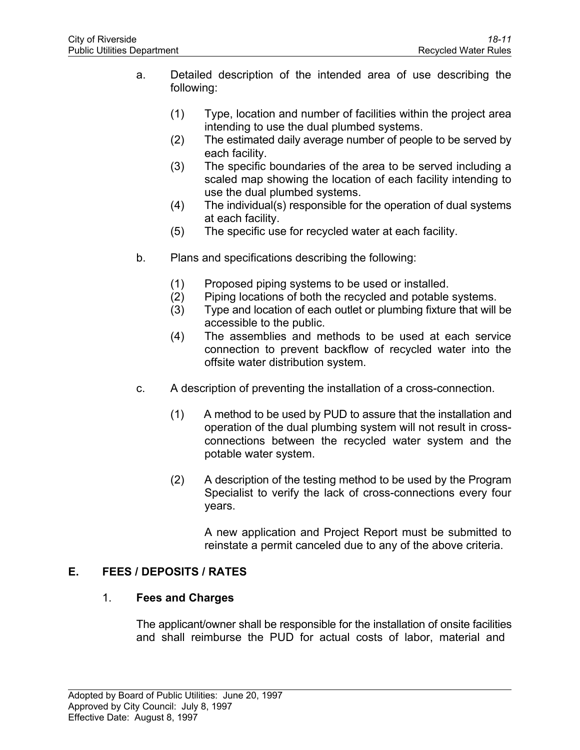a. Detailed description of the intended area of use describing the following:

   (1) Type, location and number of facilities within the project area intending to use the dual plumbed systems.
   (2) The estimated daily average number of people to be served by each facility.
   (3) The specific boundaries of the area to be served including a scaled map showing the location of each facility intending to use the dual plumbed systems.
   (4) The individual(s) responsible for the operation of dual systems at each facility.
   (5) The specific use for recycled water at each facility.

b. Plans and specifications describing the following:

   (1) Proposed piping systems to be used or installed.
   (2) Piping locations of both the recycled and potable systems.
   (3) Type and location of each outlet or plumbing fixture that will be accessible to the public.
   (4) The assemblies and methods to be used at each service connection to prevent backflow of recycled water into the offsite water distribution system.

c. A description of preventing the installation of a cross-connection.

   (1) A method to be used by PUD to assure that the installation and operation of the dual plumbing system will not result in cross-connections between the recycled water system and the potable water system.

   (2) A description of the testing method to be used by the Program Specialist to verify the lack of cross-connections every four years.

   A new application and Project Report must be submitted to reinstate a permit canceled due to any of the above criteria.

## E. FEES / DEPOSITS / RATES

### 1. Fees and Charges

The applicant/owner shall be responsible for the installation of onsite facilities and shall reimburse the PUD for actual costs of labor, material and

Adopted by Board of Public Utilities: June 20, 1997
Approved by City Council: July 8, 1997
Effective Date: August 8, 1997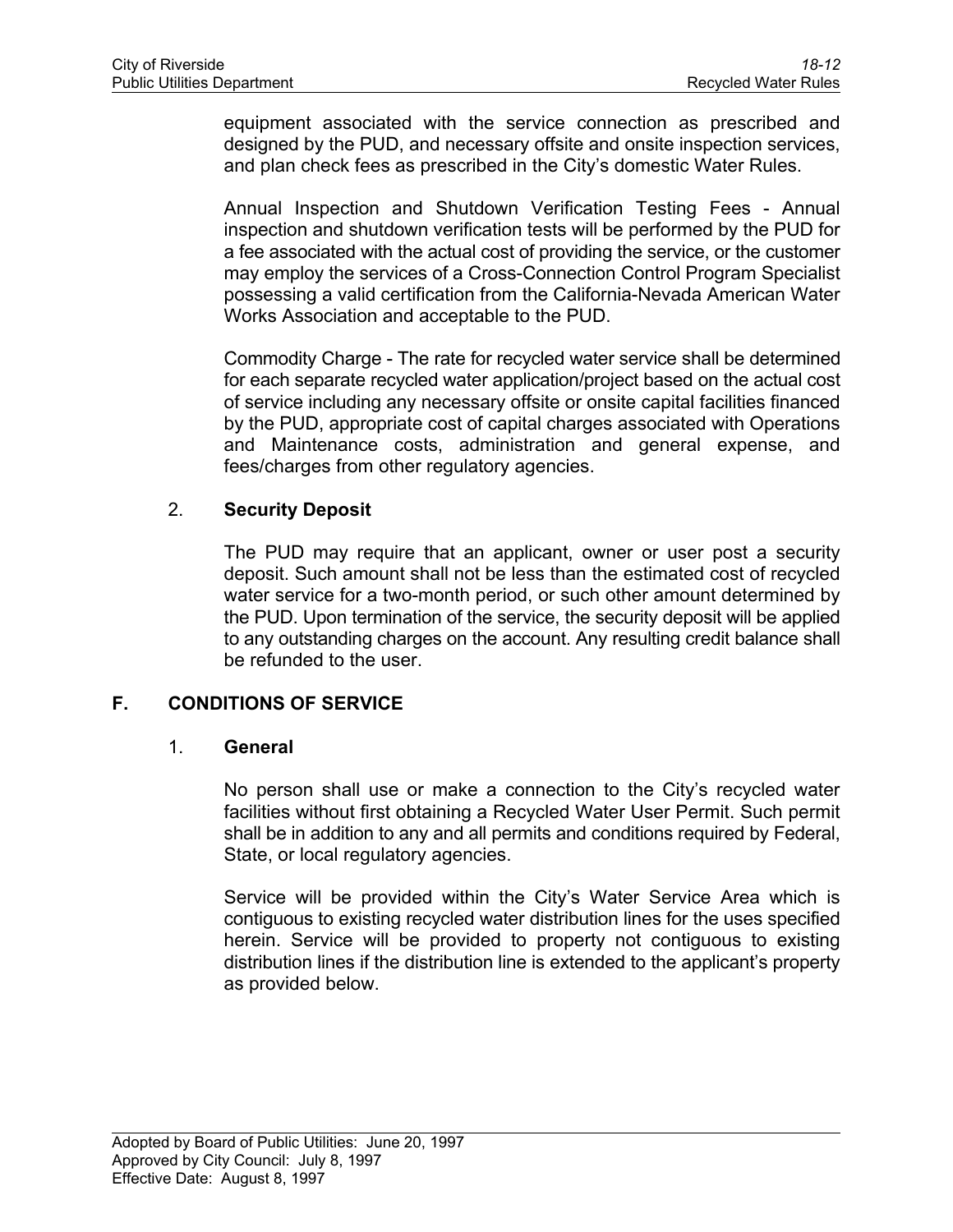equipment associated with the service connection as prescribed and designed by the PUD, and necessary offsite and onsite inspection services, and plan check fees as prescribed in the City's domestic Water Rules.

Annual Inspection and Shutdown Verification Testing Fees - Annual inspection and shutdown verification tests will be performed by the PUD for a fee associated with the actual cost of providing the service, or the customer may employ the services of a Cross-Connection Control Program Specialist possessing a valid certification from the California-Nevada American Water Works Association and acceptable to the PUD.

Commodity Charge - The rate for recycled water service shall be determined for each separate recycled water application/project based on the actual cost of service including any necessary offsite or onsite capital facilities financed by the PUD, appropriate cost of capital charges associated with Operations and Maintenance costs, administration and general expense, and fees/charges from other regulatory agencies.

2. **Security Deposit**

The PUD may require that an applicant, owner or user post a security deposit. Such amount shall not be less than the estimated cost of recycled water service for a two-month period, or such other amount determined by the PUD. Upon termination of the service, the security deposit will be applied to any outstanding charges on the account. Any resulting credit balance shall be refunded to the user.

## F. CONDITIONS OF SERVICE

1. **General**

No person shall use or make a connection to the City's recycled water facilities without first obtaining a Recycled Water User Permit. Such permit shall be in addition to any and all permits and conditions required by Federal, State, or local regulatory agencies.

Service will be provided within the City's Water Service Area which is contiguous to existing recycled water distribution lines for the uses specified herein. Service will be provided to property not contiguous to existing distribution lines if the distribution line is extended to the applicant's property as provided below.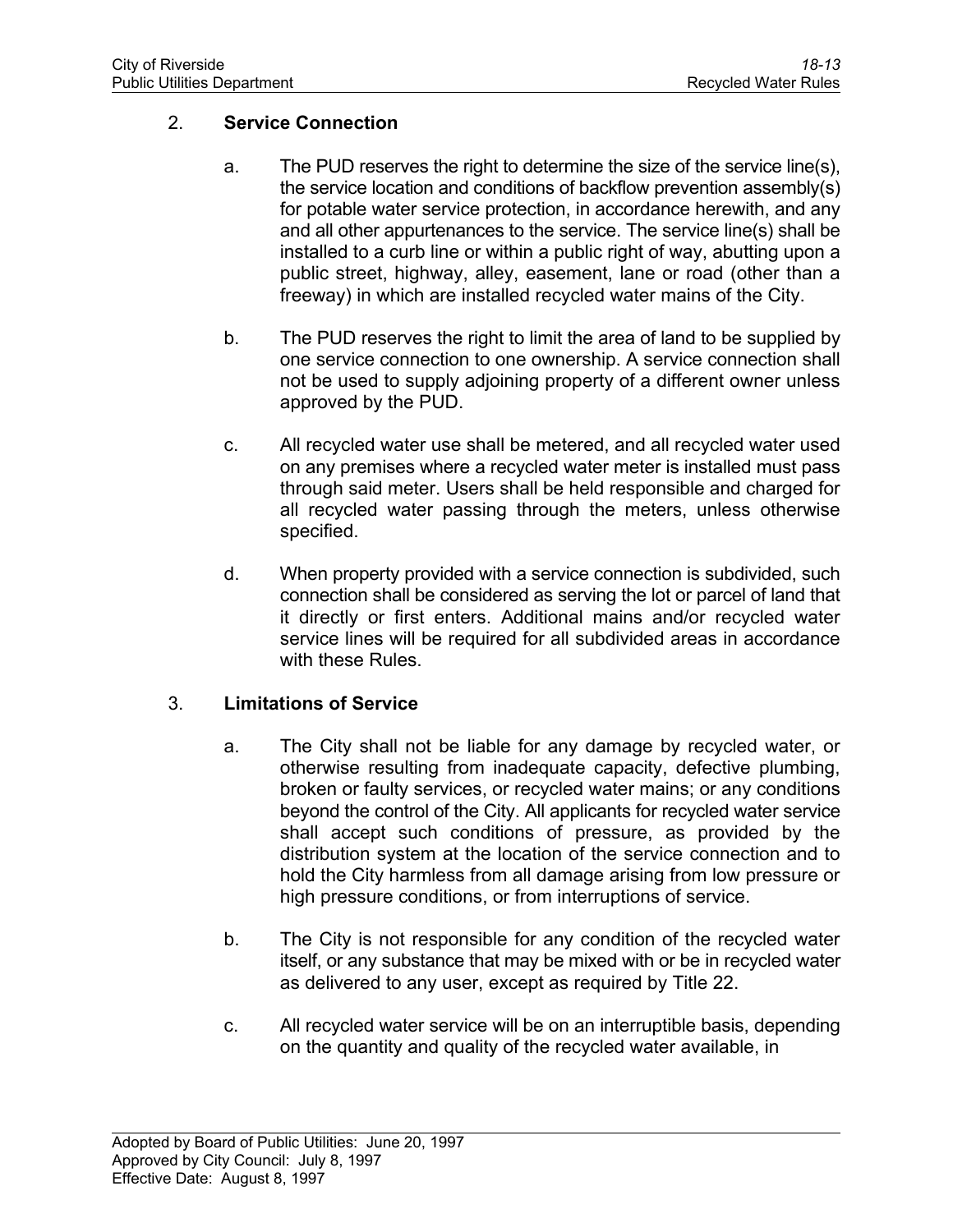2. **Service Connection**

   a. The PUD reserves the right to determine the size of the service line(s), the service location and conditions of backflow prevention assembly(s) for potable water service protection, in accordance herewith, and any and all other appurtenances to the service. The service line(s) shall be installed to a curb line or within a public right of way, abutting upon a public street, highway, alley, easement, lane or road (other than a freeway) in which are installed recycled water mains of the City.

   b. The PUD reserves the right to limit the area of land to be supplied by one service connection to one ownership. A service connection shall not be used to supply adjoining property of a different owner unless approved by the PUD.

   c. All recycled water use shall be metered, and all recycled water used on any premises where a recycled water meter is installed must pass through said meter. Users shall be held responsible and charged for all recycled water passing through the meters, unless otherwise specified.

   d. When property provided with a service connection is subdivided, such connection shall be considered as serving the lot or parcel of land that it directly or first enters. Additional mains and/or recycled water service lines will be required for all subdivided areas in accordance with these Rules.

3. **Limitations of Service**

   a. The City shall not be liable for any damage by recycled water, or otherwise resulting from inadequate capacity, defective plumbing, broken or faulty services, or recycled water mains; or any conditions beyond the control of the City. All applicants for recycled water service shall accept such conditions of pressure, as provided by the distribution system at the location of the service connection and to hold the City harmless from all damage arising from low pressure or high pressure conditions, or from interruptions of service.

   b. The City is not responsible for any condition of the recycled water itself, or any substance that may be mixed with or be in recycled water as delivered to any user, except as required by Title 22.

   c. All recycled water service will be on an interruptible basis, depending on the quantity and quality of the recycled water available, in

Adopted by Board of Public Utilities: June 20, 1997
Approved by City Council: July 8, 1997
Effective Date: August 8, 1997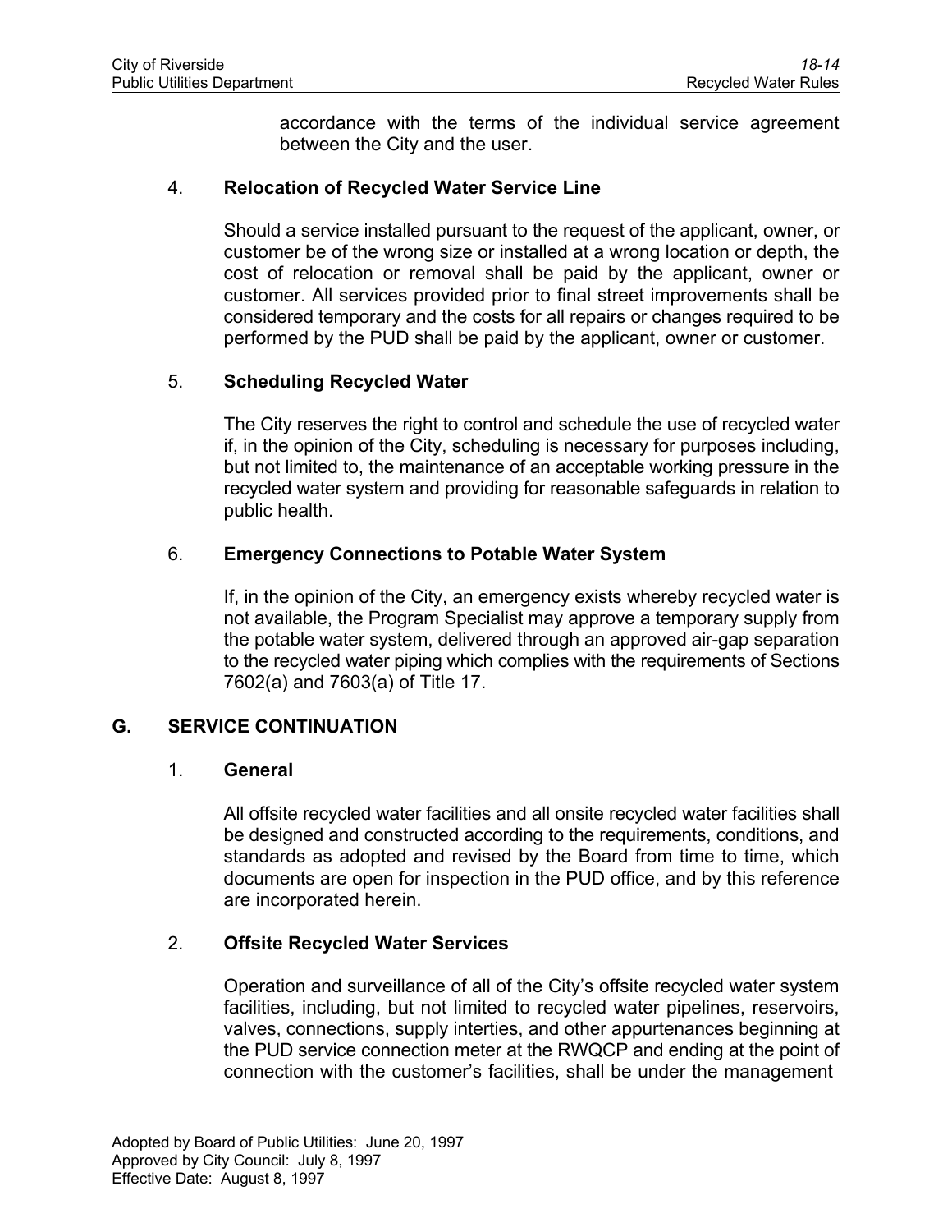accordance with the terms of the individual service agreement between the City and the user.

### 4. Relocation of Recycled Water Service Line

Should a service installed pursuant to the request of the applicant, owner, or customer be of the wrong size or installed at a wrong location or depth, the cost of relocation or removal shall be paid by the applicant, owner or customer. All services provided prior to final street improvements shall be considered temporary and the costs for all repairs or changes required to be performed by the PUD shall be paid by the applicant, owner or customer.

### 5. Scheduling Recycled Water

The City reserves the right to control and schedule the use of recycled water if, in the opinion of the City, scheduling is necessary for purposes including, but not limited to, the maintenance of an acceptable working pressure in the recycled water system and providing for reasonable safeguards in relation to public health.

### 6. Emergency Connections to Potable Water System

If, in the opinion of the City, an emergency exists whereby recycled water is not available, the Program Specialist may approve a temporary supply from the potable water system, delivered through an approved air-gap separation to the recycled water piping which complies with the requirements of Sections 7602(a) and 7603(a) of Title 17.

## G. SERVICE CONTINUATION

### 1. General

All offsite recycled water facilities and all onsite recycled water facilities shall be designed and constructed according to the requirements, conditions, and standards as adopted and revised by the Board from time to time, which documents are open for inspection in the PUD office, and by this reference are incorporated herein.

### 2. Offsite Recycled Water Services

Operation and surveillance of all of the City's offsite recycled water system facilities, including, but not limited to recycled water pipelines, reservoirs, valves, connections, supply interties, and other appurtenances beginning at the PUD service connection meter at the RWQCP and ending at the point of connection with the customer's facilities, shall be under the management

Adopted by Board of Public Utilities: June 20, 1997
Approved by City Council: July 8, 1997
Effective Date: August 8, 1997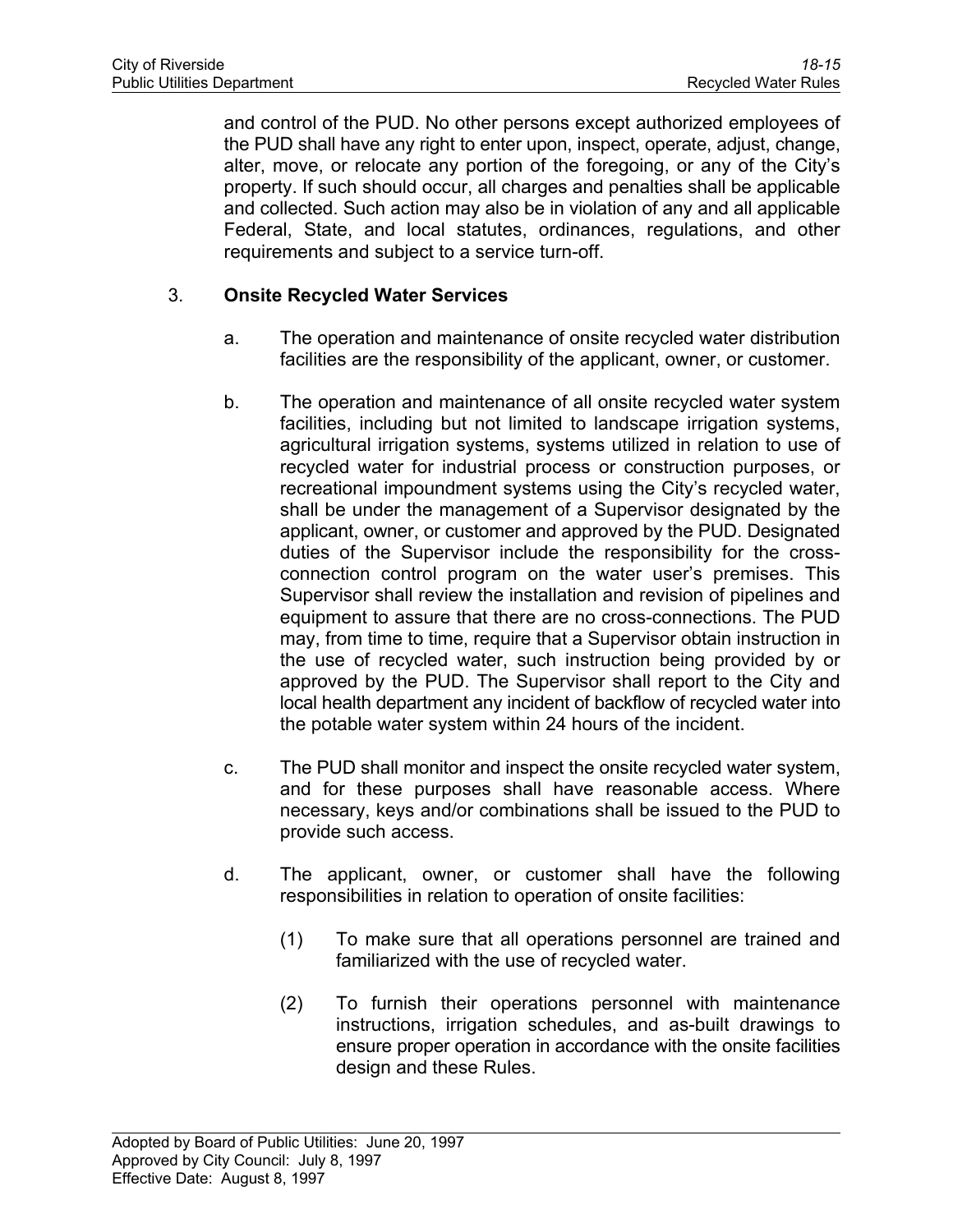and control of the PUD. No other persons except authorized employees of the PUD shall have any right to enter upon, inspect, operate, adjust, change, alter, move, or relocate any portion of the foregoing, or any of the City's property. If such should occur, all charges and penalties shall be applicable and collected. Such action may also be in violation of any and all applicable Federal, State, and local statutes, ordinances, regulations, and other requirements and subject to a service turn-off.

3. **Onsite Recycled Water Services**

   a. The operation and maintenance of onsite recycled water distribution facilities are the responsibility of the applicant, owner, or customer.

   b. The operation and maintenance of all onsite recycled water system facilities, including but not limited to landscape irrigation systems, agricultural irrigation systems, systems utilized in relation to use of recycled water for industrial process or construction purposes, or recreational impoundment systems using the City's recycled water, shall be under the management of a Supervisor designated by the applicant, owner, or customer and approved by the PUD. Designated duties of the Supervisor include the responsibility for the cross-connection control program on the water user's premises. This Supervisor shall review the installation and revision of pipelines and equipment to assure that there are no cross-connections. The PUD may, from time to time, require that a Supervisor obtain instruction in the use of recycled water, such instruction being provided by or approved by the PUD. The Supervisor shall report to the City and local health department any incident of backflow of recycled water into the potable water system within 24 hours of the incident.

   c. The PUD shall monitor and inspect the onsite recycled water system, and for these purposes shall have reasonable access. Where necessary, keys and/or combinations shall be issued to the PUD to provide such access.

   d. The applicant, owner, or customer shall have the following responsibilities in relation to operation of onsite facilities:

      (1) To make sure that all operations personnel are trained and familiarized with the use of recycled water.

      (2) To furnish their operations personnel with maintenance instructions, irrigation schedules, and as-built drawings to ensure proper operation in accordance with the onsite facilities design and these Rules.

Adopted by Board of Public Utilities: June 20, 1997
Approved by City Council: July 8, 1997
Effective Date: August 8, 1997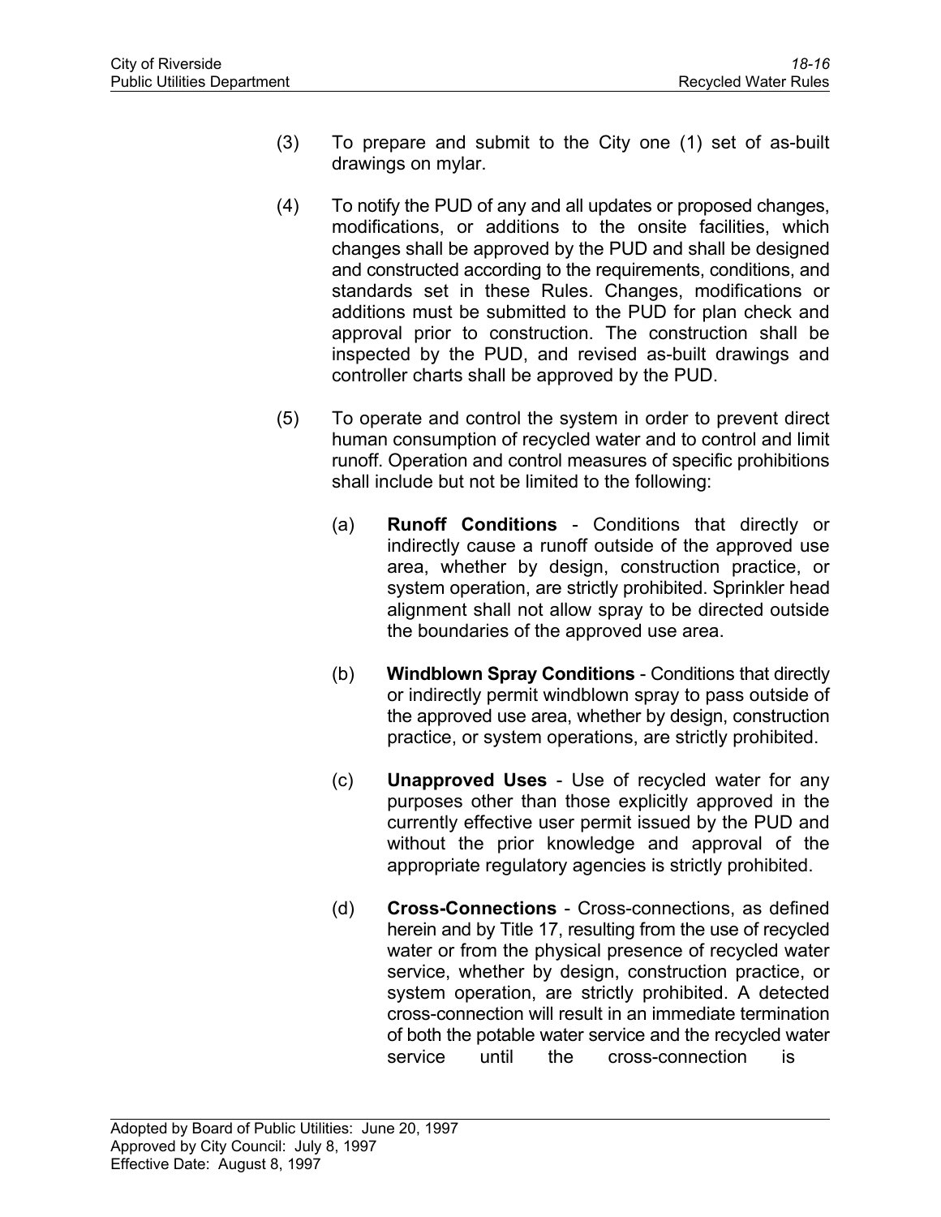(3) To prepare and submit to the City one (1) set of as-built drawings on mylar.

(4) To notify the PUD of any and all updates or proposed changes, modifications, or additions to the onsite facilities, which changes shall be approved by the PUD and shall be designed and constructed according to the requirements, conditions, and standards set in these Rules. Changes, modifications or additions must be submitted to the PUD for plan check and approval prior to construction. The construction shall be inspected by the PUD, and revised as-built drawings and controller charts shall be approved by the PUD.

(5) To operate and control the system in order to prevent direct human consumption of recycled water and to control and limit runoff. Operation and control measures of specific prohibitions shall include but not be limited to the following:

(a) **Runoff Conditions** - Conditions that directly or indirectly cause a runoff outside of the approved use area, whether by design, construction practice, or system operation, are strictly prohibited. Sprinkler head alignment shall not allow spray to be directed outside the boundaries of the approved use area.

(b) **Windblown Spray Conditions** - Conditions that directly or indirectly permit windblown spray to pass outside of the approved use area, whether by design, construction practice, or system operations, are strictly prohibited.

(c) **Unapproved Uses** - Use of recycled water for any purposes other than those explicitly approved in the currently effective user permit issued by the PUD and without the prior knowledge and approval of the appropriate regulatory agencies is strictly prohibited.

(d) **Cross-Connections** - Cross-connections, as defined herein and by Title 17, resulting from the use of recycled water or from the physical presence of recycled water service, whether by design, construction practice, or system operation, are strictly prohibited. A detected cross-connection will result in an immediate termination of both the potable water service and the recycled water service until the cross-connection is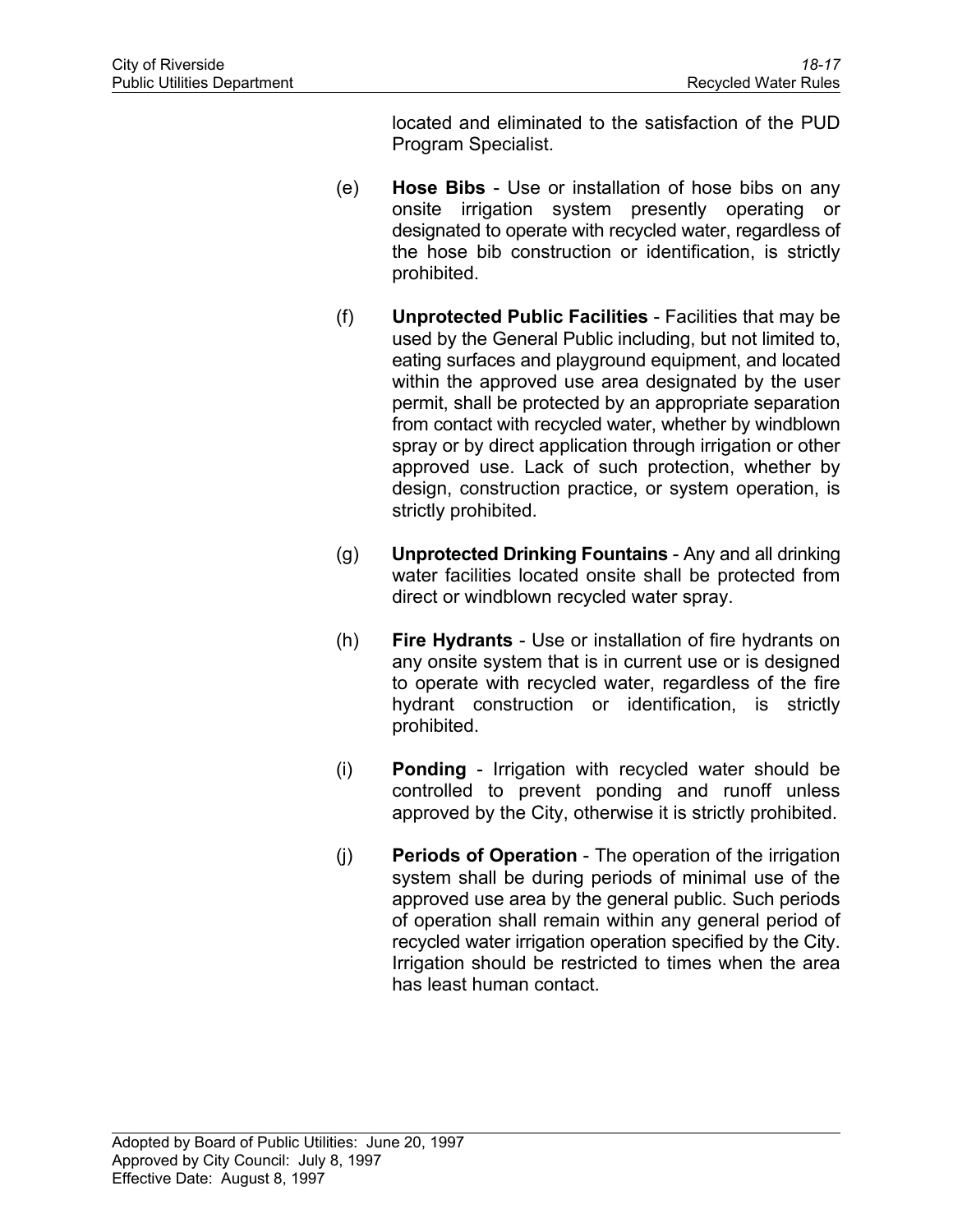located and eliminated to the satisfaction of the PUD Program Specialist.

(e) **Hose Bibs** - Use or installation of hose bibs on any onsite irrigation system presently operating or designated to operate with recycled water, regardless of the hose bib construction or identification, is strictly prohibited.

(f) **Unprotected Public Facilities** - Facilities that may be used by the General Public including, but not limited to, eating surfaces and playground equipment, and located within the approved use area designated by the user permit, shall be protected by an appropriate separation from contact with recycled water, whether by windblown spray or by direct application through irrigation or other approved use. Lack of such protection, whether by design, construction practice, or system operation, is strictly prohibited.

(g) **Unprotected Drinking Fountains** - Any and all drinking water facilities located onsite shall be protected from direct or windblown recycled water spray.

(h) **Fire Hydrants** - Use or installation of fire hydrants on any onsite system that is in current use or is designed to operate with recycled water, regardless of the fire hydrant construction or identification, is strictly prohibited.

(i) **Ponding** - Irrigation with recycled water should be controlled to prevent ponding and runoff unless approved by the City, otherwise it is strictly prohibited.

(j) **Periods of Operation** - The operation of the irrigation system shall be during periods of minimal use of the approved use area by the general public. Such periods of operation shall remain within any general period of recycled water irrigation operation specified by the City. Irrigation should be restricted to times when the area has least human contact.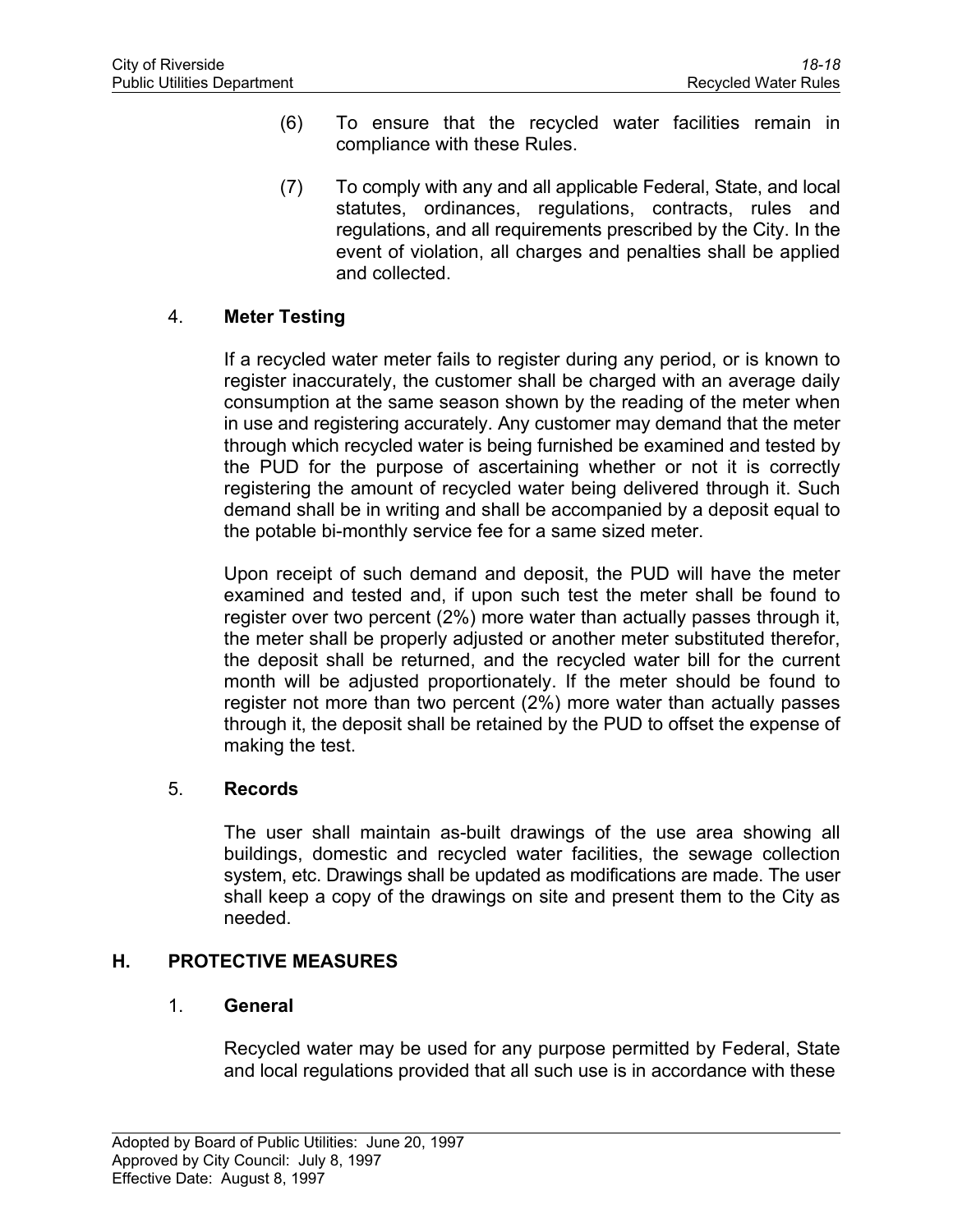(6) To ensure that the recycled water facilities remain in compliance with these Rules.

(7) To comply with any and all applicable Federal, State, and local statutes, ordinances, regulations, contracts, rules and regulations, and all requirements prescribed by the City. In the event of violation, all charges and penalties shall be applied and collected.

### 4. Meter Testing

If a recycled water meter fails to register during any period, or is known to register inaccurately, the customer shall be charged with an average daily consumption at the same season shown by the reading of the meter when in use and registering accurately. Any customer may demand that the meter through which recycled water is being furnished be examined and tested by the PUD for the purpose of ascertaining whether or not it is correctly registering the amount of recycled water being delivered through it. Such demand shall be in writing and shall be accompanied by a deposit equal to the potable bi-monthly service fee for a same sized meter.

Upon receipt of such demand and deposit, the PUD will have the meter examined and tested and, if upon such test the meter shall be found to register over two percent (2%) more water than actually passes through it, the meter shall be properly adjusted or another meter substituted therefor, the deposit shall be returned, and the recycled water bill for the current month will be adjusted proportionately. If the meter should be found to register not more than two percent (2%) more water than actually passes through it, the deposit shall be retained by the PUD to offset the expense of making the test.

### 5. Records

The user shall maintain as-built drawings of the use area showing all buildings, domestic and recycled water facilities, the sewage collection system, etc. Drawings shall be updated as modifications are made. The user shall keep a copy of the drawings on site and present them to the City as needed.

## H. PROTECTIVE MEASURES

### 1. General

Recycled water may be used for any purpose permitted by Federal, State and local regulations provided that all such use is in accordance with these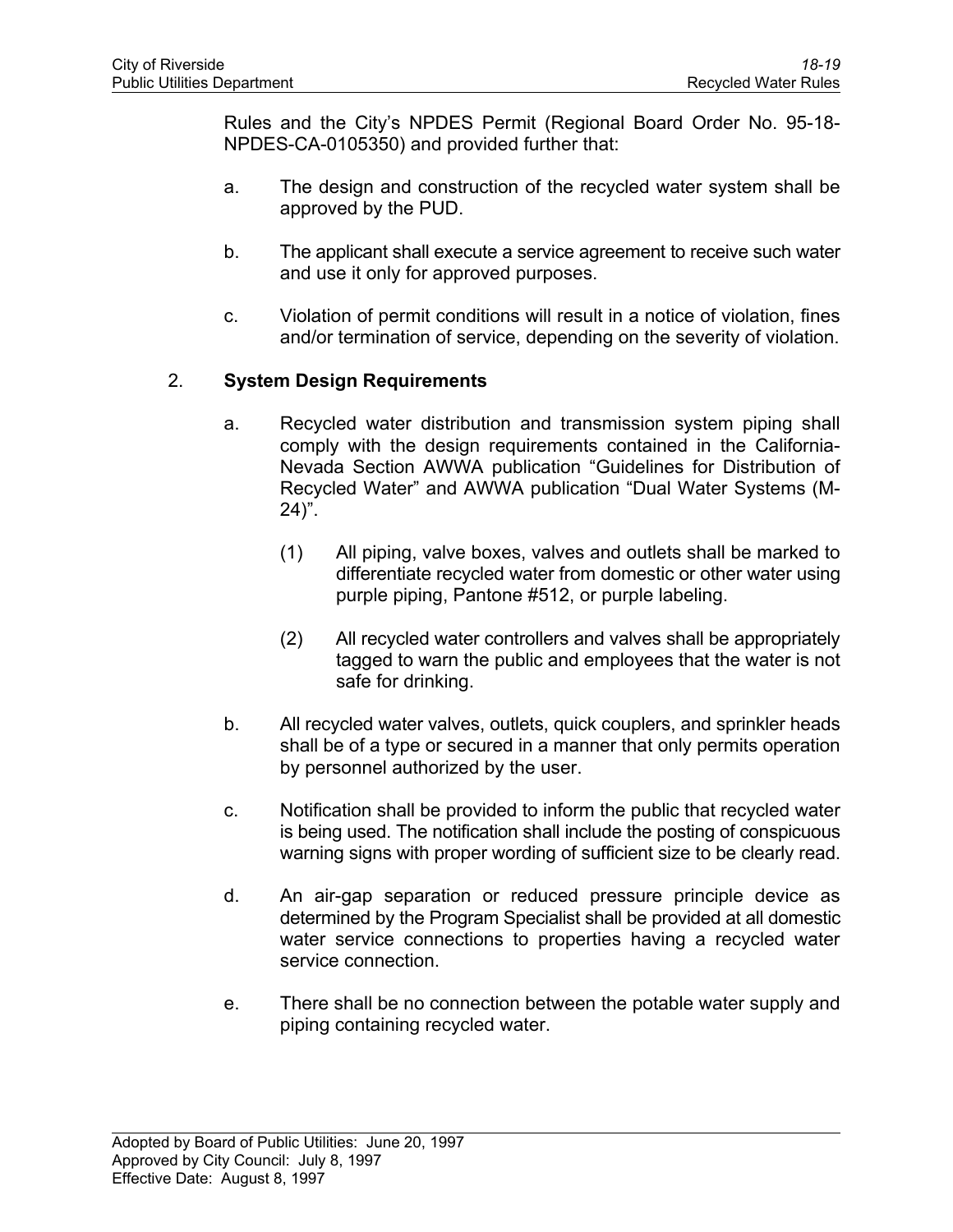Rules and the City's NPDES Permit (Regional Board Order No. 95-18-NPDES-CA-0105350) and provided further that:

a. The design and construction of the recycled water system shall be approved by the PUD.

b. The applicant shall execute a service agreement to receive such water and use it only for approved purposes.

c. Violation of permit conditions will result in a notice of violation, fines and/or termination of service, depending on the severity of violation.

2. **System Design Requirements**

a. Recycled water distribution and transmission system piping shall comply with the design requirements contained in the California-Nevada Section AWWA publication "Guidelines for Distribution of Recycled Water" and AWWA publication "Dual Water Systems (M-24)".

(1) All piping, valve boxes, valves and outlets shall be marked to differentiate recycled water from domestic or other water using purple piping, Pantone #512, or purple labeling.

(2) All recycled water controllers and valves shall be appropriately tagged to warn the public and employees that the water is not safe for drinking.

b. All recycled water valves, outlets, quick couplers, and sprinkler heads shall be of a type or secured in a manner that only permits operation by personnel authorized by the user.

c. Notification shall be provided to inform the public that recycled water is being used. The notification shall include the posting of conspicuous warning signs with proper wording of sufficient size to be clearly read.

d. An air-gap separation or reduced pressure principle device as determined by the Program Specialist shall be provided at all domestic water service connections to properties having a recycled water service connection.

e. There shall be no connection between the potable water supply and piping containing recycled water.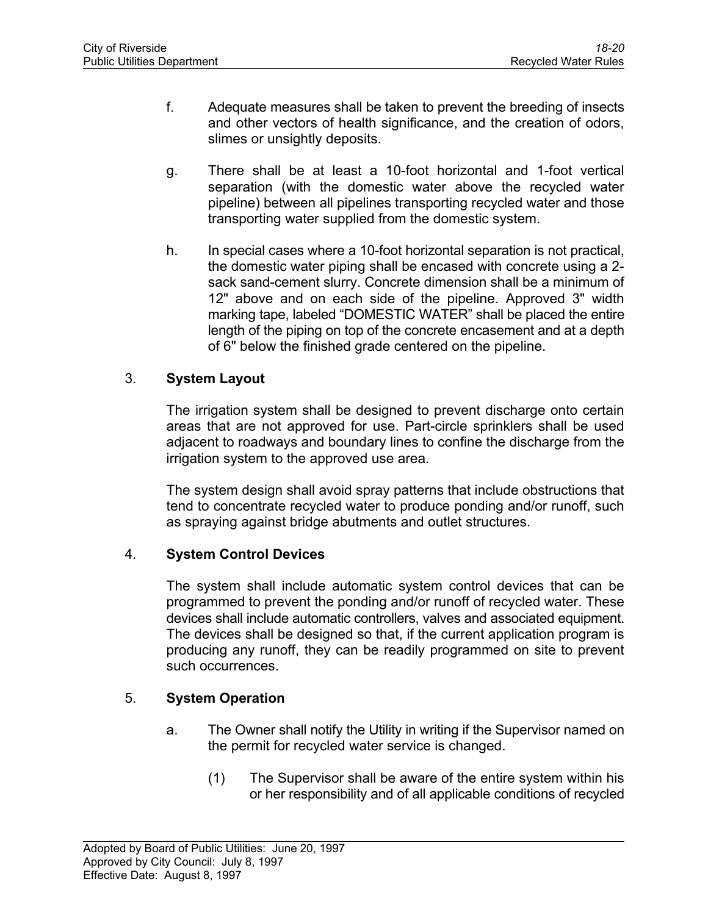f. Adequate measures shall be taken to prevent the breeding of insects and other vectors of health significance, and the creation of odors, slimes or unsightly deposits.

g. There shall be at least a 10-foot horizontal and 1-foot vertical separation (with the domestic water above the recycled water pipeline) between all pipelines transporting recycled water and those transporting water supplied from the domestic system.

h. In special cases where a 10-foot horizontal separation is not practical, the domestic water piping shall be encased with concrete using a 2-sack sand-cement slurry. Concrete dimension shall be a minimum of 12" above and on each side of the pipeline. Approved 3" width marking tape, labeled "DOMESTIC WATER" shall be placed the entire length of the piping on top of the concrete encasement and at a depth of 6" below the finished grade centered on the pipeline.

3. **System Layout**

The irrigation system shall be designed to prevent discharge onto certain areas that are not approved for use. Part-circle sprinklers shall be used adjacent to roadways and boundary lines to confine the discharge from the irrigation system to the approved use area.

The system design shall avoid spray patterns that include obstructions that tend to concentrate recycled water to produce ponding and/or runoff, such as spraying against bridge abutments and outlet structures.

4. **System Control Devices**

The system shall include automatic system control devices that can be programmed to prevent the ponding and/or runoff of recycled water. These devices shall include automatic controllers, valves and associated equipment. The devices shall be designed so that, if the current application program is producing any runoff, they can be readily programmed on site to prevent such occurrences.

5. **System Operation**

a. The Owner shall notify the Utility in writing if the Supervisor named on the permit for recycled water service is changed.

(1) The Supervisor shall be aware of the entire system within his or her responsibility and of all applicable conditions of recycled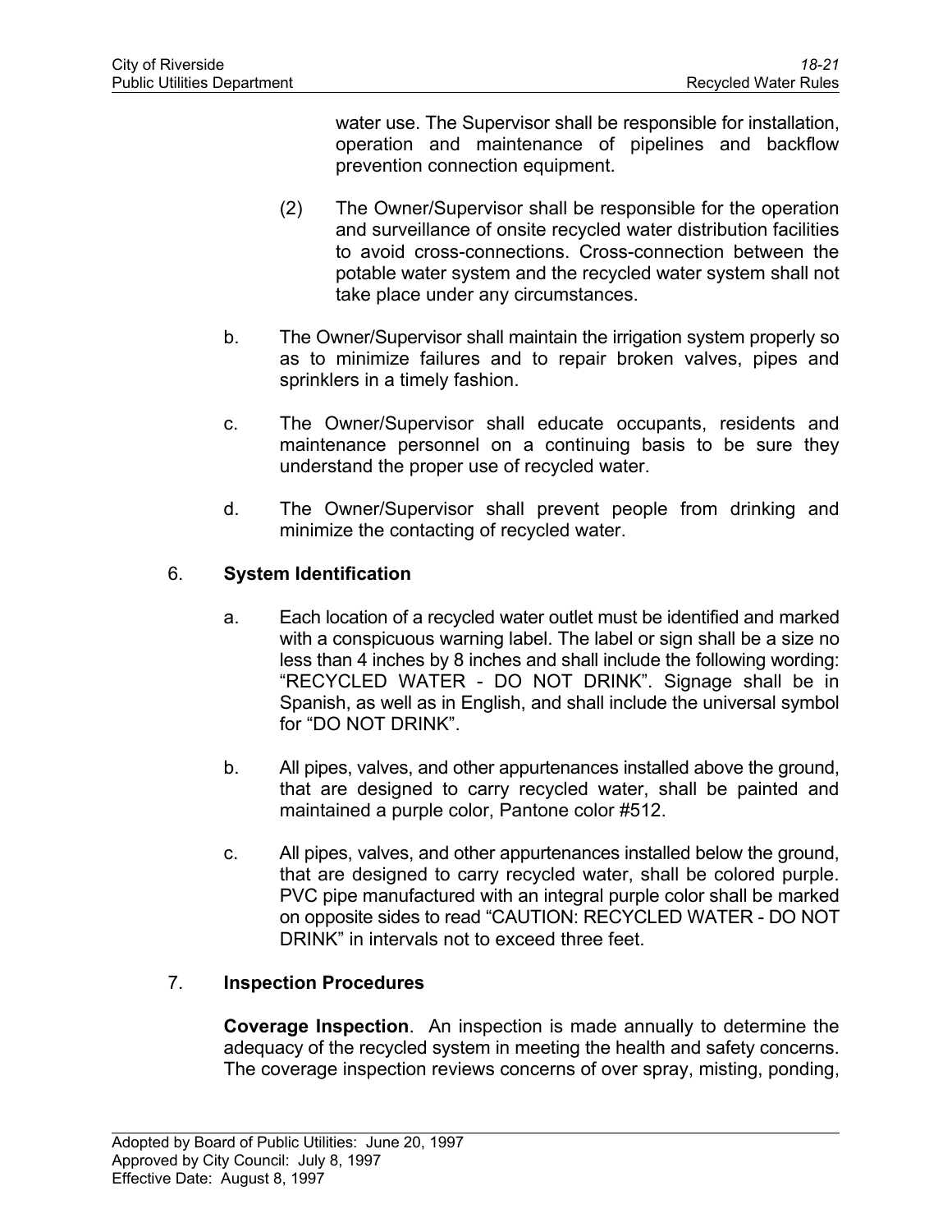water use. The Supervisor shall be responsible for installation, operation and maintenance of pipelines and backflow prevention connection equipment.

(2) The Owner/Supervisor shall be responsible for the operation and surveillance of onsite recycled water distribution facilities to avoid cross-connections. Cross-connection between the potable water system and the recycled water system shall not take place under any circumstances.

b. The Owner/Supervisor shall maintain the irrigation system properly so as to minimize failures and to repair broken valves, pipes and sprinklers in a timely fashion.

c. The Owner/Supervisor shall educate occupants, residents and maintenance personnel on a continuing basis to be sure they understand the proper use of recycled water.

d. The Owner/Supervisor shall prevent people from drinking and minimize the contacting of recycled water.

6. **System Identification**

a. Each location of a recycled water outlet must be identified and marked with a conspicuous warning label. The label or sign shall be a size no less than 4 inches by 8 inches and shall include the following wording: "RECYCLED WATER - DO NOT DRINK". Signage shall be in Spanish, as well as in English, and shall include the universal symbol for "DO NOT DRINK".

b. All pipes, valves, and other appurtenances installed above the ground, that are designed to carry recycled water, shall be painted and maintained a purple color, Pantone color #512.

c. All pipes, valves, and other appurtenances installed below the ground, that are designed to carry recycled water, shall be colored purple. PVC pipe manufactured with an integral purple color shall be marked on opposite sides to read "CAUTION: RECYCLED WATER - DO NOT DRINK" in intervals not to exceed three feet.

7. **Inspection Procedures**

**Coverage Inspection**. An inspection is made annually to determine the adequacy of the recycled system in meeting the health and safety concerns. The coverage inspection reviews concerns of over spray, misting, ponding,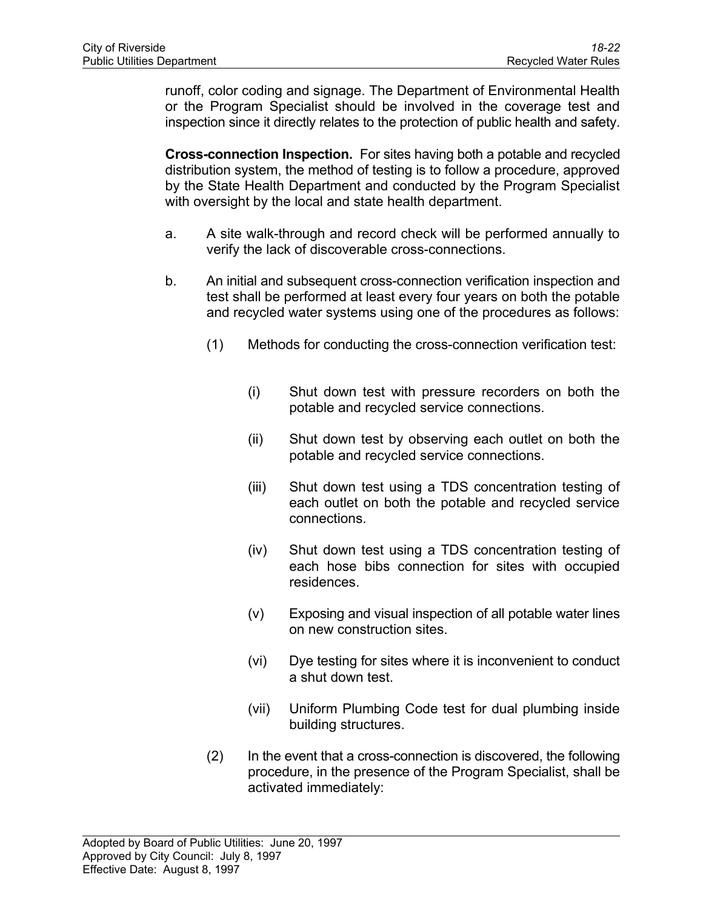runoff, color coding and signage. The Department of Environmental Health or the Program Specialist should be involved in the coverage test and inspection since it directly relates to the protection of public health and safety.

**Cross-connection Inspection.** For sites having both a potable and recycled distribution system, the method of testing is to follow a procedure, approved by the State Health Department and conducted by the Program Specialist with oversight by the local and state health department.

a. A site walk-through and record check will be performed annually to verify the lack of discoverable cross-connections.

b. An initial and subsequent cross-connection verification inspection and test shall be performed at least every four years on both the potable and recycled water systems using one of the procedures as follows:

   (1) Methods for conducting the cross-connection verification test:

      (i) Shut down test with pressure recorders on both the potable and recycled service connections.

      (ii) Shut down test by observing each outlet on both the potable and recycled service connections.

      (iii) Shut down test using a TDS concentration testing of each outlet on both the potable and recycled service connections.

      (iv) Shut down test using a TDS concentration testing of each hose bibs connection for sites with occupied residences.

      (v) Exposing and visual inspection of all potable water lines on new construction sites.

      (vi) Dye testing for sites where it is inconvenient to conduct a shut down test.

      (vii) Uniform Plumbing Code test for dual plumbing inside building structures.

   (2) In the event that a cross-connection is discovered, the following procedure, in the presence of the Program Specialist, shall be activated immediately: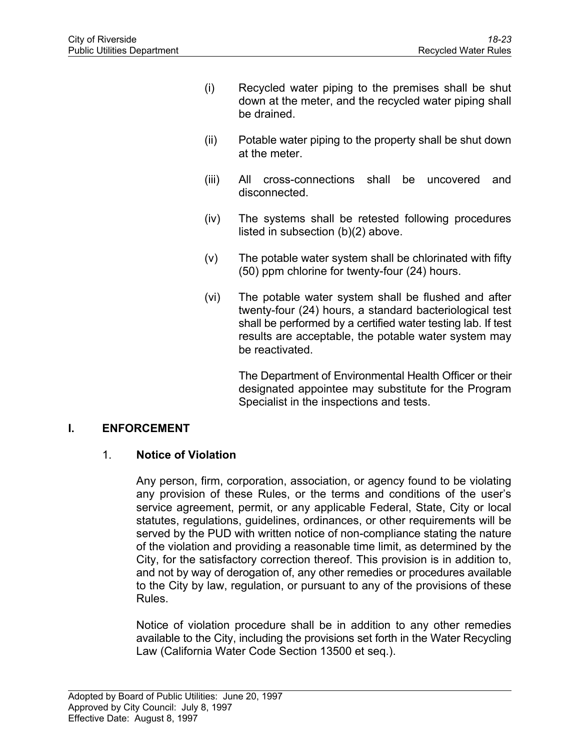(i) Recycled water piping to the premises shall be shut down at the meter, and the recycled water piping shall be drained.

(ii) Potable water piping to the property shall be shut down at the meter.

(iii) All cross-connections shall be uncovered and disconnected.

(iv) The systems shall be retested following procedures listed in subsection (b)(2) above.

(v) The potable water system shall be chlorinated with fifty (50) ppm chlorine for twenty-four (24) hours.

(vi) The potable water system shall be flushed and after twenty-four (24) hours, a standard bacteriological test shall be performed by a certified water testing lab. If test results are acceptable, the potable water system may be reactivated.

The Department of Environmental Health Officer or their designated appointee may substitute for the Program Specialist in the inspections and tests.

## I. ENFORCEMENT

### 1. Notice of Violation

Any person, firm, corporation, association, or agency found to be violating any provision of these Rules, or the terms and conditions of the user's service agreement, permit, or any applicable Federal, State, City or local statutes, regulations, guidelines, ordinances, or other requirements will be served by the PUD with written notice of non-compliance stating the nature of the violation and providing a reasonable time limit, as determined by the City, for the satisfactory correction thereof. This provision is in addition to, and not by way of derogation of, any other remedies or procedures available to the City by law, regulation, or pursuant to any of the provisions of these Rules.

Notice of violation procedure shall be in addition to any other remedies available to the City, including the provisions set forth in the Water Recycling Law (California Water Code Section 13500 et seq.).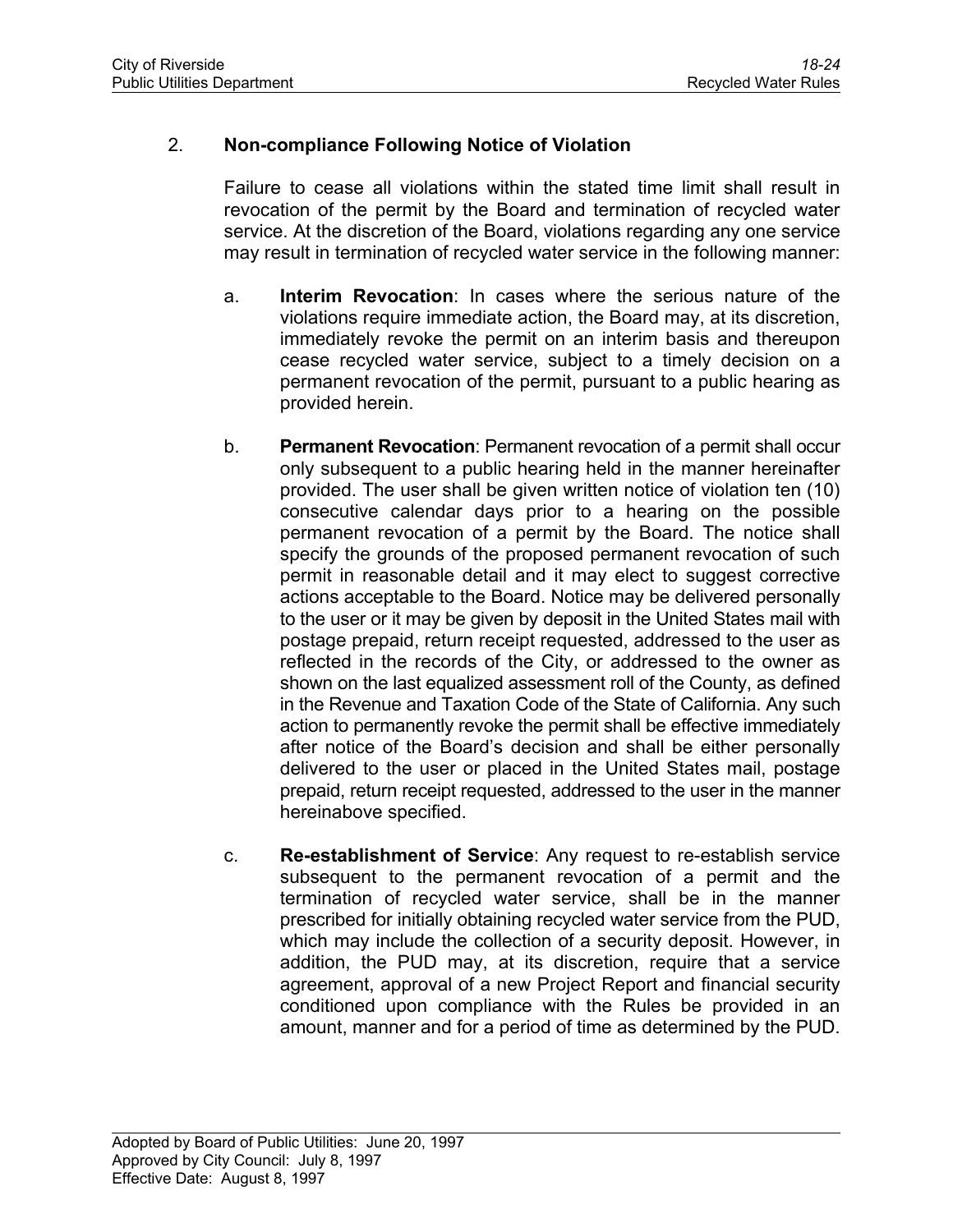## 2. **Non-compliance Following Notice of Violation**

Failure to cease all violations within the stated time limit shall result in revocation of the permit by the Board and termination of recycled water service. At the discretion of the Board, violations regarding any one service may result in termination of recycled water service in the following manner:

a. **Interim Revocation**: In cases where the serious nature of the violations require immediate action, the Board may, at its discretion, immediately revoke the permit on an interim basis and thereupon cease recycled water service, subject to a timely decision on a permanent revocation of the permit, pursuant to a public hearing as provided herein.

b. **Permanent Revocation**: Permanent revocation of a permit shall occur only subsequent to a public hearing held in the manner hereinafter provided. The user shall be given written notice of violation ten (10) consecutive calendar days prior to a hearing on the possible permanent revocation of a permit by the Board. The notice shall specify the grounds of the proposed permanent revocation of such permit in reasonable detail and it may elect to suggest corrective actions acceptable to the Board. Notice may be delivered personally to the user or it may be given by deposit in the United States mail with postage prepaid, return receipt requested, addressed to the user as reflected in the records of the City, or addressed to the owner as shown on the last equalized assessment roll of the County, as defined in the Revenue and Taxation Code of the State of California. Any such action to permanently revoke the permit shall be effective immediately after notice of the Board's decision and shall be either personally delivered to the user or placed in the United States mail, postage prepaid, return receipt requested, addressed to the user in the manner hereinabove specified.

c. **Re-establishment of Service**: Any request to re-establish service subsequent to the permanent revocation of a permit and the termination of recycled water service, shall be in the manner prescribed for initially obtaining recycled water service from the PUD, which may include the collection of a security deposit. However, in addition, the PUD may, at its discretion, require that a service agreement, approval of a new Project Report and financial security conditioned upon compliance with the Rules be provided in an amount, manner and for a period of time as determined by the PUD.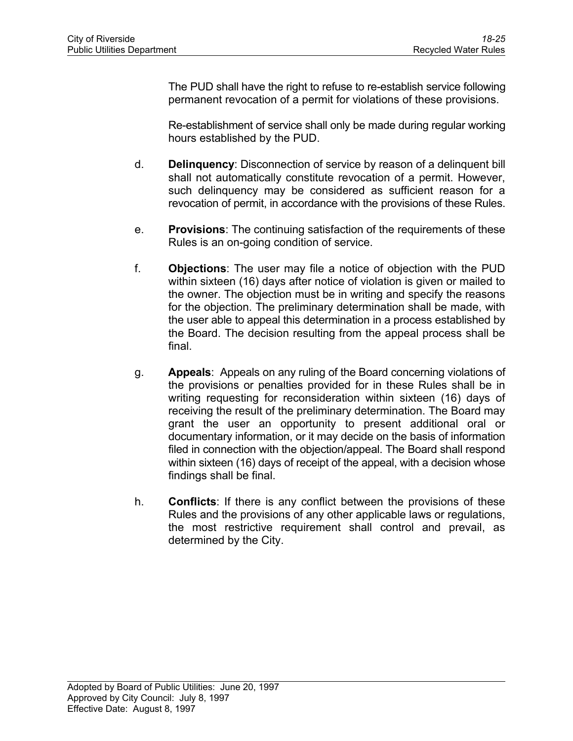The PUD shall have the right to refuse to re-establish service following permanent revocation of a permit for violations of these provisions.

Re-establishment of service shall only be made during regular working hours established by the PUD.

d. **Delinquency**: Disconnection of service by reason of a delinquent bill shall not automatically constitute revocation of a permit. However, such delinquency may be considered as sufficient reason for a revocation of permit, in accordance with the provisions of these Rules.

e. **Provisions**: The continuing satisfaction of the requirements of these Rules is an on-going condition of service.

f. **Objections**: The user may file a notice of objection with the PUD within sixteen (16) days after notice of violation is given or mailed to the owner. The objection must be in writing and specify the reasons for the objection. The preliminary determination shall be made, with the user able to appeal this determination in a process established by the Board. The decision resulting from the appeal process shall be final.

g. **Appeals**: Appeals on any ruling of the Board concerning violations of the provisions or penalties provided for in these Rules shall be in writing requesting for reconsideration within sixteen (16) days of receiving the result of the preliminary determination. The Board may grant the user an opportunity to present additional oral or documentary information, or it may decide on the basis of information filed in connection with the objection/appeal. The Board shall respond within sixteen (16) days of receipt of the appeal, with a decision whose findings shall be final.

h. **Conflicts**: If there is any conflict between the provisions of these Rules and the provisions of any other applicable laws or regulations, the most restrictive requirement shall control and prevail, as determined by the City.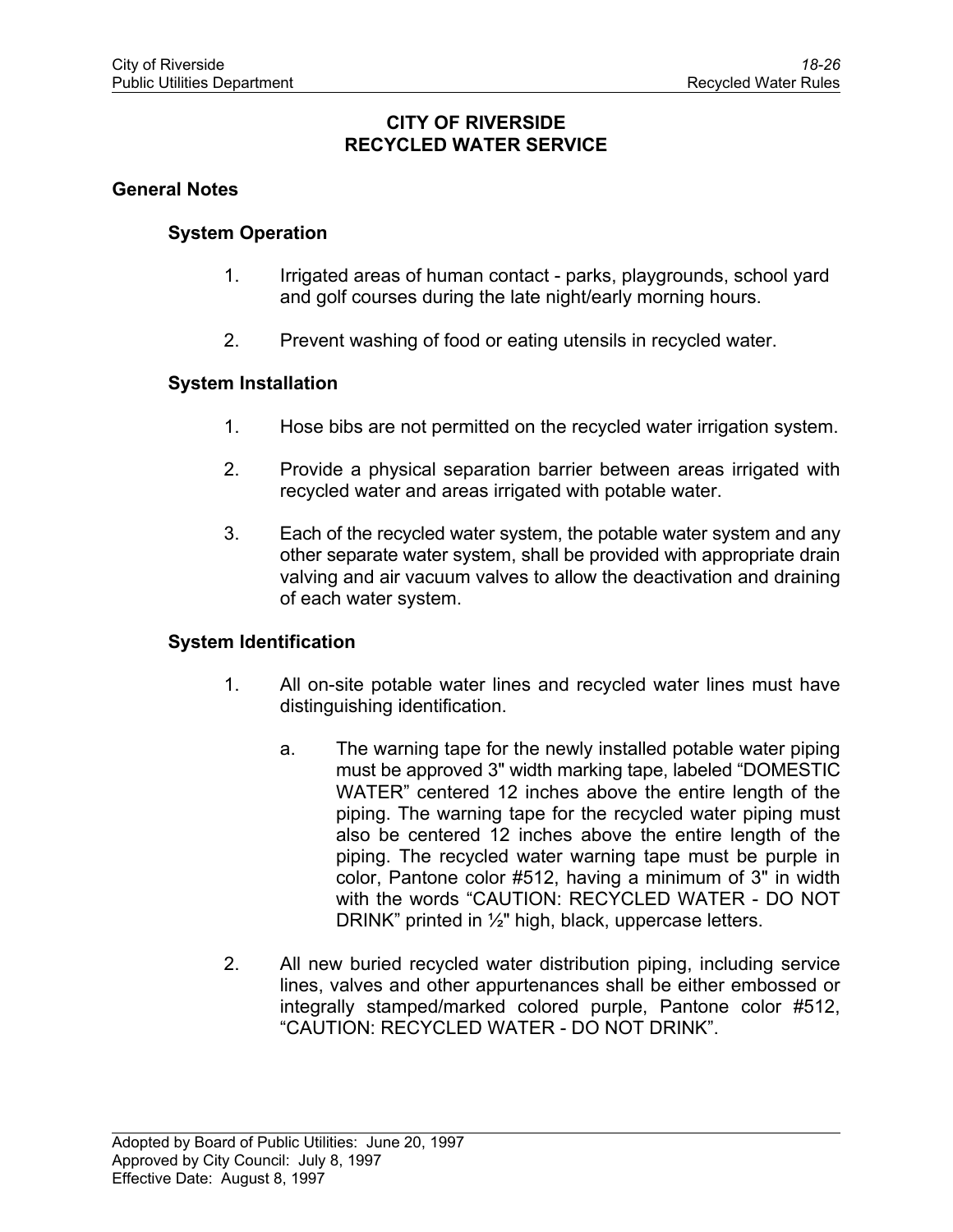# CITY OF RIVERSIDE
# RECYCLED WATER SERVICE

## General Notes

### System Operation

1. Irrigated areas of human contact - parks, playgrounds, school yard and golf courses during the late night/early morning hours.

2. Prevent washing of food or eating utensils in recycled water.

### System Installation

1. Hose bibs are not permitted on the recycled water irrigation system.

2. Provide a physical separation barrier between areas irrigated with recycled water and areas irrigated with potable water.

3. Each of the recycled water system, the potable water system and any other separate water system, shall be provided with appropriate drain valving and air vacuum valves to allow the deactivation and draining of each water system.

### System Identification

1. All on-site potable water lines and recycled water lines must have distinguishing identification.

   a. The warning tape for the newly installed potable water piping must be approved 3" width marking tape, labeled “DOMESTIC WATER” centered 12 inches above the entire length of the piping. The warning tape for the recycled water piping must also be centered 12 inches above the entire length of the piping. The recycled water warning tape must be purple in color, Pantone color #512, having a minimum of 3" in width with the words “CAUTION: RECYCLED WATER - DO NOT DRINK” printed in ½" high, black, uppercase letters.

2. All new buried recycled water distribution piping, including service lines, valves and other appurtenances shall be either embossed or integrally stamped/marked colored purple, Pantone color #512, “CAUTION: RECYCLED WATER - DO NOT DRINK”.

Adopted by Board of Public Utilities: June 20, 1997
Approved by City Council: July 8, 1997
Effective Date: August 8, 1997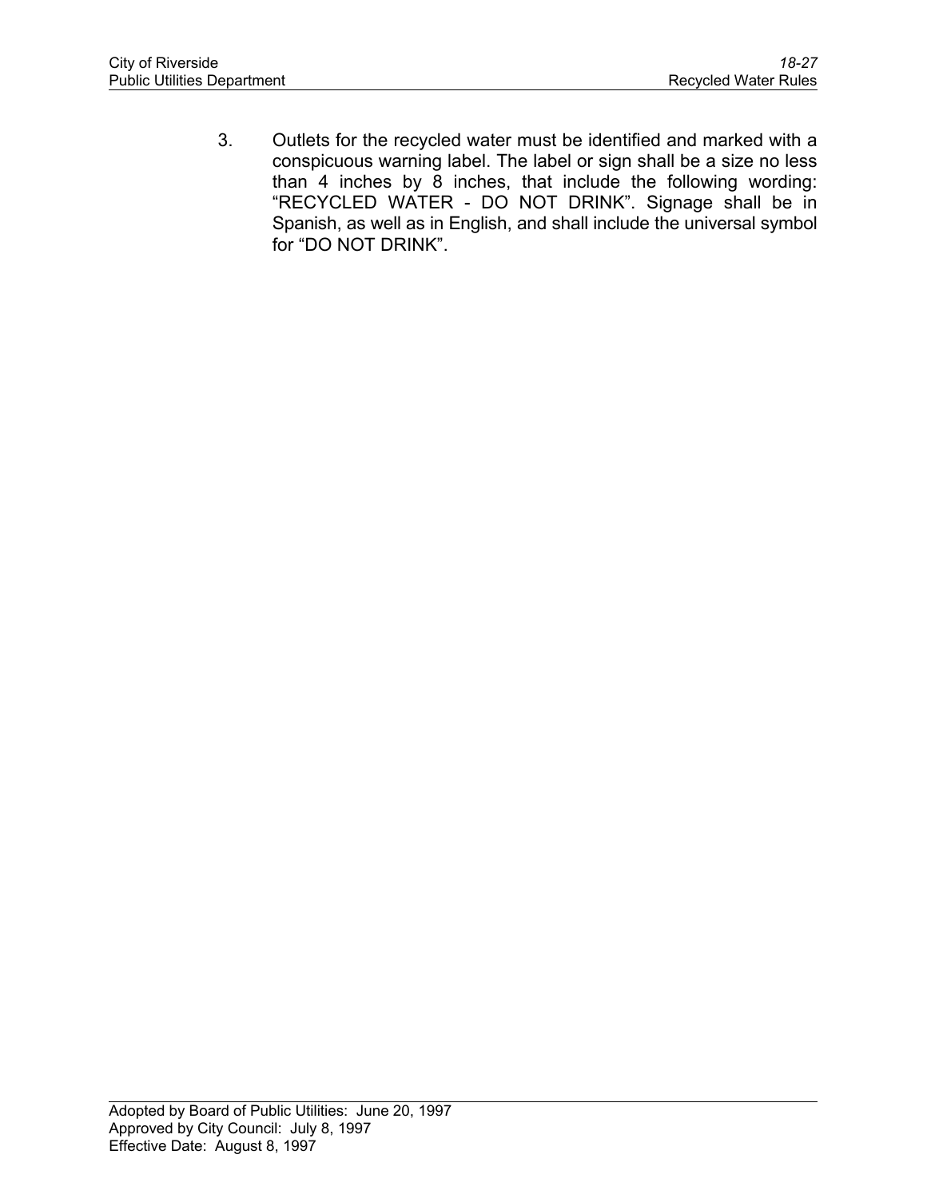3. Outlets for the recycled water must be identified and marked with a conspicuous warning label. The label or sign shall be a size no less than 4 inches by 8 inches, that include the following wording: "RECYCLED WATER - DO NOT DRINK". Signage shall be in Spanish, as well as in English, and shall include the universal symbol for "DO NOT DRINK".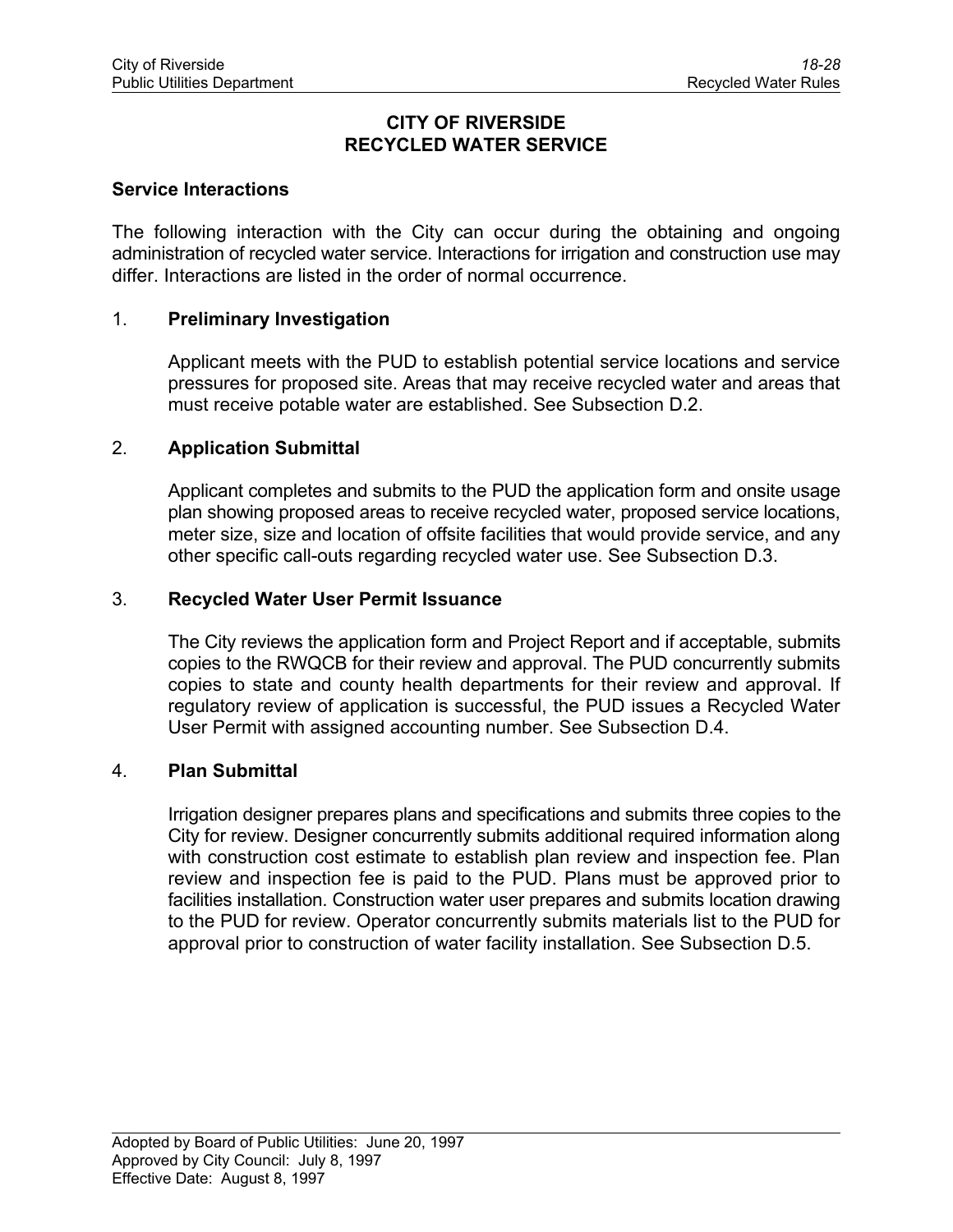# CITY OF RIVERSIDE
# RECYCLED WATER SERVICE

## Service Interactions

The following interaction with the City can occur during the obtaining and ongoing administration of recycled water service. Interactions for irrigation and construction use may differ. Interactions are listed in the order of normal occurrence.

1. **Preliminary Investigation**

   Applicant meets with the PUD to establish potential service locations and service pressures for proposed site. Areas that may receive recycled water and areas that must receive potable water are established. See Subsection D.2.

2. **Application Submittal**

   Applicant completes and submits to the PUD the application form and onsite usage plan showing proposed areas to receive recycled water, proposed service locations, meter size, size and location of offsite facilities that would provide service, and any other specific call-outs regarding recycled water use. See Subsection D.3.

3. **Recycled Water User Permit Issuance**

   The City reviews the application form and Project Report and if acceptable, submits copies to the RWQCB for their review and approval. The PUD concurrently submits copies to state and county health departments for their review and approval. If regulatory review of application is successful, the PUD issues a Recycled Water User Permit with assigned accounting number. See Subsection D.4.

4. **Plan Submittal**

   Irrigation designer prepares plans and specifications and submits three copies to the City for review. Designer concurrently submits additional required information along with construction cost estimate to establish plan review and inspection fee. Plan review and inspection fee is paid to the PUD. Plans must be approved prior to facilities installation. Construction water user prepares and submits location drawing to the PUD for review. Operator concurrently submits materials list to the PUD for approval prior to construction of water facility installation. See Subsection D.5.

Adopted by Board of Public Utilities: June 20, 1997
Approved by City Council: July 8, 1997
Effective Date: August 8, 1997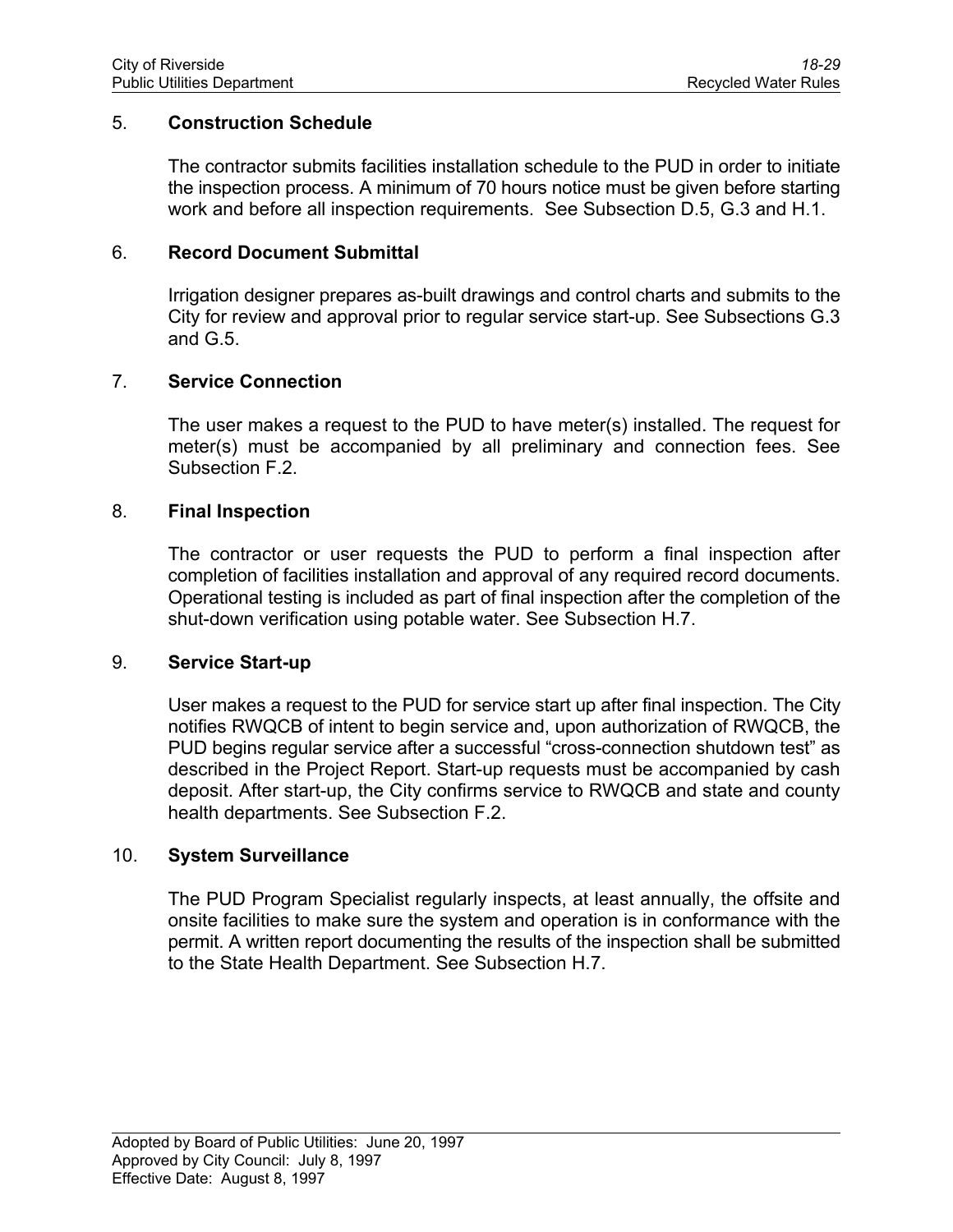5. **Construction Schedule**

   The contractor submits facilities installation schedule to the PUD in order to initiate the inspection process. A minimum of 70 hours notice must be given before starting work and before all inspection requirements. See Subsection D.5, G.3 and H.1.

6. **Record Document Submittal**

   Irrigation designer prepares as-built drawings and control charts and submits to the City for review and approval prior to regular service start-up. See Subsections G.3 and G.5.

7. **Service Connection**

   The user makes a request to the PUD to have meter(s) installed. The request for meter(s) must be accompanied by all preliminary and connection fees. See Subsection F.2.

8. **Final Inspection**

   The contractor or user requests the PUD to perform a final inspection after completion of facilities installation and approval of any required record documents. Operational testing is included as part of final inspection after the completion of the shut-down verification using potable water. See Subsection H.7.

9. **Service Start-up**

   User makes a request to the PUD for service start up after final inspection. The City notifies RWQCB of intent to begin service and, upon authorization of RWQCB, the PUD begins regular service after a successful "cross-connection shutdown test" as described in the Project Report. Start-up requests must be accompanied by cash deposit. After start-up, the City confirms service to RWQCB and state and county health departments. See Subsection F.2.

10. **System Surveillance**

    The PUD Program Specialist regularly inspects, at least annually, the offsite and onsite facilities to make sure the system and operation is in conformance with the permit. A written report documenting the results of the inspection shall be submitted to the State Health Department. See Subsection H.7.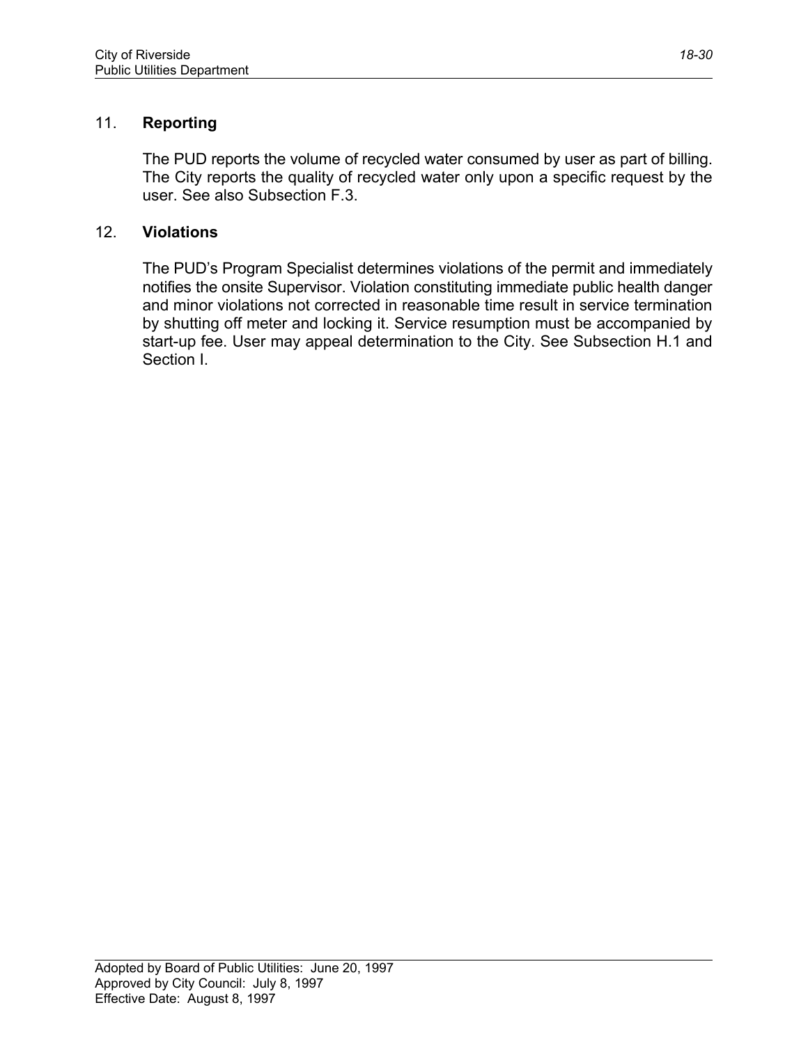11. **Reporting**

The PUD reports the volume of recycled water consumed by user as part of billing. The City reports the quality of recycled water only upon a specific request by the user. See also Subsection F.3.

12. **Violations**

The PUD's Program Specialist determines violations of the permit and immediately notifies the onsite Supervisor. Violation constituting immediate public health danger and minor violations not corrected in reasonable time result in service termination by shutting off meter and locking it. Service resumption must be accompanied by start-up fee. User may appeal determination to the City. See Subsection H.1 and Section I.